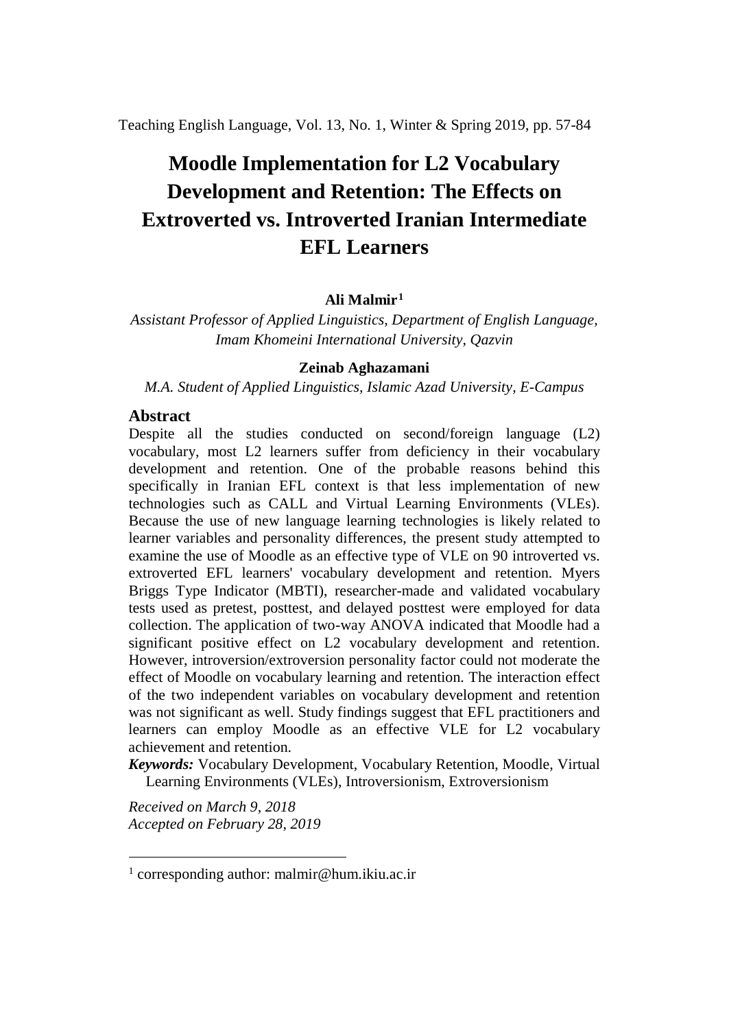# Moodle Implementation for L2 Vocabulary Development and Retention: The Effects on Extroverted vs. Introverted Iranian Intermediate EFL Learners

**Ali Malmir**[1]

*Assistant Professor of Applied Linguistics, Department of English Language, Imam Khomeini International University, Qazvin*

**Zeinab Aghazamani**

*M.A. Student of Applied Linguistics, Islamic Azad University, E-Campus*

## Abstract

Despite all the studies conducted on second/foreign language (L2) vocabulary, most L2 learners suffer from deficiency in their vocabulary development and retention. One of the probable reasons behind this specifically in Iranian EFL context is that less implementation of new technologies such as CALL and Virtual Learning Environments (VLEs). Because the use of new language learning technologies is likely related to learner variables and personality differences, the present study attempted to examine the use of Moodle as an effective type of VLE on 90 introverted vs. extroverted EFL learners' vocabulary development and retention. Myers Briggs Type Indicator (MBTI), researcher-made and validated vocabulary tests used as pretest, posttest, and delayed posttest were employed for data collection. The application of two-way ANOVA indicated that Moodle had a significant positive effect on L2 vocabulary development and retention. However, introversion/extroversion personality factor could not moderate the effect of Moodle on vocabulary learning and retention. The interaction effect of the two independent variables on vocabulary development and retention was not significant as well. Study findings suggest that EFL practitioners and learners can employ Moodle as an effective VLE for L2 vocabulary achievement and retention.

***Keywords:*** Vocabulary Development, Vocabulary Retention, Moodle, Virtual Learning Environments (VLEs), Introversionism, Extroversionism

*Received on March 9, 2018*
*Accepted on February 28, 2019*

---

[1] corresponding author: malmir@hum.ikiu.ac.ir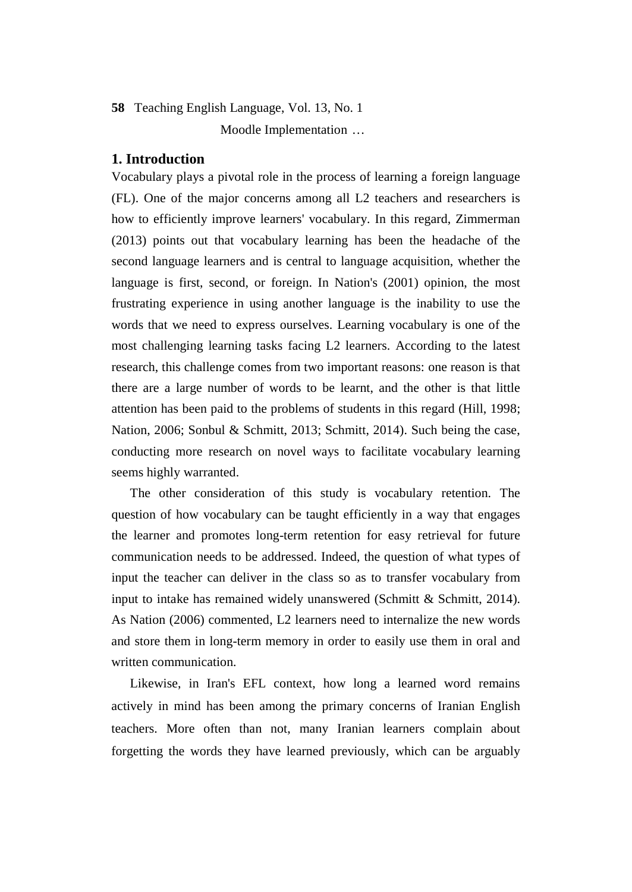## 1. Introduction

Vocabulary plays a pivotal role in the process of learning a foreign language (FL). One of the major concerns among all L2 teachers and researchers is how to efficiently improve learners' vocabulary. In this regard, Zimmerman (2013) points out that vocabulary learning has been the headache of the second language learners and is central to language acquisition, whether the language is first, second, or foreign. In Nation's (2001) opinion, the most frustrating experience in using another language is the inability to use the words that we need to express ourselves. Learning vocabulary is one of the most challenging learning tasks facing L2 learners. According to the latest research, this challenge comes from two important reasons: one reason is that there are a large number of words to be learnt, and the other is that little attention has been paid to the problems of students in this regard (Hill, 1998; Nation, 2006; Sonbul & Schmitt, 2013; Schmitt, 2014). Such being the case, conducting more research on novel ways to facilitate vocabulary learning seems highly warranted.

The other consideration of this study is vocabulary retention. The question of how vocabulary can be taught efficiently in a way that engages the learner and promotes long-term retention for easy retrieval for future communication needs to be addressed. Indeed, the question of what types of input the teacher can deliver in the class so as to transfer vocabulary from input to intake has remained widely unanswered (Schmitt & Schmitt, 2014). As Nation (2006) commented, L2 learners need to internalize the new words and store them in long-term memory in order to easily use them in oral and written communication.

Likewise, in Iran's EFL context, how long a learned word remains actively in mind has been among the primary concerns of Iranian English teachers. More often than not, many Iranian learners complain about forgetting the words they have learned previously, which can be arguably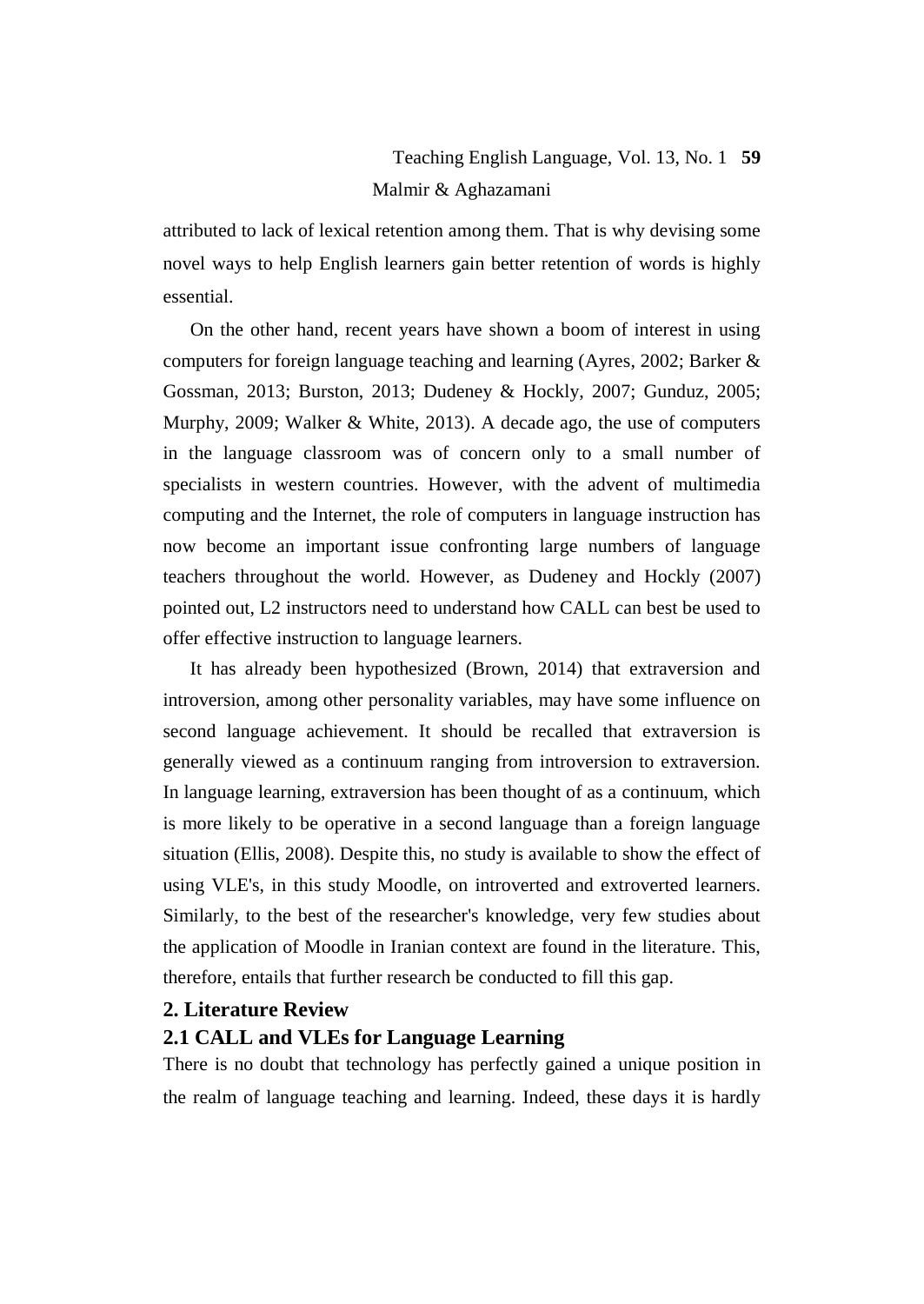attributed to lack of lexical retention among them. That is why devising some novel ways to help English learners gain better retention of words is highly essential.

On the other hand, recent years have shown a boom of interest in using computers for foreign language teaching and learning (Ayres, 2002; Barker & Gossman, 2013; Burston, 2013; Dudeney & Hockly, 2007; Gunduz, 2005; Murphy, 2009; Walker & White, 2013). A decade ago, the use of computers in the language classroom was of concern only to a small number of specialists in western countries. However, with the advent of multimedia computing and the Internet, the role of computers in language instruction has now become an important issue confronting large numbers of language teachers throughout the world. However, as Dudeney and Hockly (2007) pointed out, L2 instructors need to understand how CALL can best be used to offer effective instruction to language learners.

It has already been hypothesized (Brown, 2014) that extraversion and introversion, among other personality variables, may have some influence on second language achievement. It should be recalled that extraversion is generally viewed as a continuum ranging from introversion to extraversion. In language learning, extraversion has been thought of as a continuum, which is more likely to be operative in a second language than a foreign language situation (Ellis, 2008). Despite this, no study is available to show the effect of using VLE's, in this study Moodle, on introverted and extroverted learners. Similarly, to the best of the researcher's knowledge, very few studies about the application of Moodle in Iranian context are found in the literature. This, therefore, entails that further research be conducted to fill this gap.

## 2. Literature Review

### 2.1 CALL and VLEs for Language Learning

There is no doubt that technology has perfectly gained a unique position in the realm of language teaching and learning. Indeed, these days it is hardly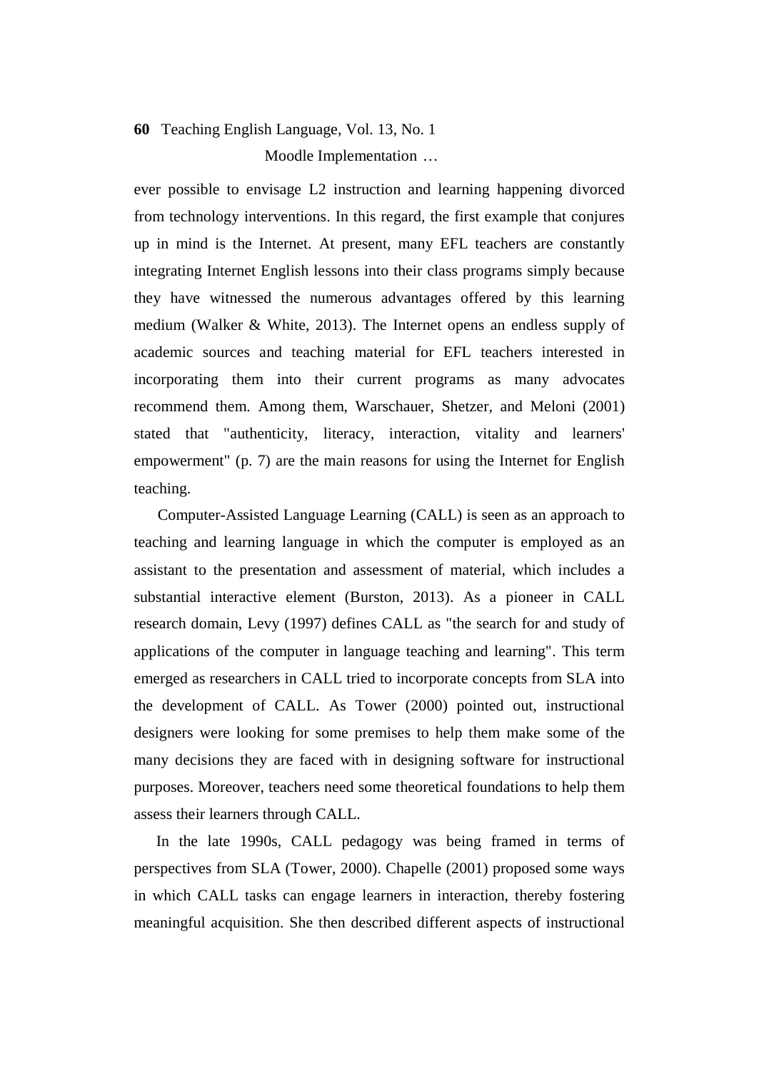ever possible to envisage L2 instruction and learning happening divorced from technology interventions. In this regard, the first example that conjures up in mind is the Internet. At present, many EFL teachers are constantly integrating Internet English lessons into their class programs simply because they have witnessed the numerous advantages offered by this learning medium (Walker & White, 2013). The Internet opens an endless supply of academic sources and teaching material for EFL teachers interested in incorporating them into their current programs as many advocates recommend them. Among them, Warschauer, Shetzer, and Meloni (2001) stated that "authenticity, literacy, interaction, vitality and learners' empowerment" (p. 7) are the main reasons for using the Internet for English teaching.

Computer-Assisted Language Learning (CALL) is seen as an approach to teaching and learning language in which the computer is employed as an assistant to the presentation and assessment of material, which includes a substantial interactive element (Burston, 2013). As a pioneer in CALL research domain, Levy (1997) defines CALL as "the search for and study of applications of the computer in language teaching and learning". This term emerged as researchers in CALL tried to incorporate concepts from SLA into the development of CALL. As Tower (2000) pointed out, instructional designers were looking for some premises to help them make some of the many decisions they are faced with in designing software for instructional purposes. Moreover, teachers need some theoretical foundations to help them assess their learners through CALL.

In the late 1990s, CALL pedagogy was being framed in terms of perspectives from SLA (Tower, 2000). Chapelle (2001) proposed some ways in which CALL tasks can engage learners in interaction, thereby fostering meaningful acquisition. She then described different aspects of instructional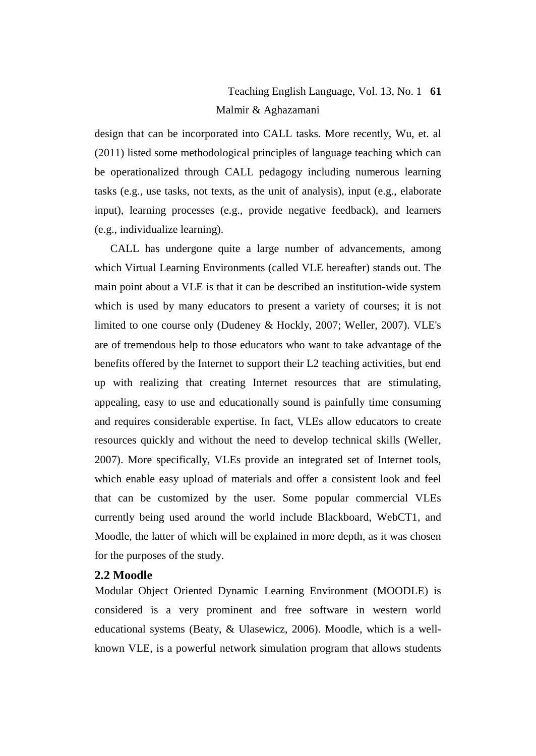design that can be incorporated into CALL tasks. More recently, Wu, et. al (2011) listed some methodological principles of language teaching which can be operationalized through CALL pedagogy including numerous learning tasks (e.g., use tasks, not texts, as the unit of analysis), input (e.g., elaborate input), learning processes (e.g., provide negative feedback), and learners (e.g., individualize learning).

CALL has undergone quite a large number of advancements, among which Virtual Learning Environments (called VLE hereafter) stands out. The main point about a VLE is that it can be described an institution-wide system which is used by many educators to present a variety of courses; it is not limited to one course only (Dudeney & Hockly, 2007; Weller, 2007). VLE's are of tremendous help to those educators who want to take advantage of the benefits offered by the Internet to support their L2 teaching activities, but end up with realizing that creating Internet resources that are stimulating, appealing, easy to use and educationally sound is painfully time consuming and requires considerable expertise. In fact, VLEs allow educators to create resources quickly and without the need to develop technical skills (Weller, 2007). More specifically, VLEs provide an integrated set of Internet tools, which enable easy upload of materials and offer a consistent look and feel that can be customized by the user. Some popular commercial VLEs currently being used around the world include Blackboard, WebCT1, and Moodle, the latter of which will be explained in more depth, as it was chosen for the purposes of the study.

## 2.2 Moodle

Modular Object Oriented Dynamic Learning Environment (MOODLE) is considered is a very prominent and free software in western world educational systems (Beaty, & Ulasewicz, 2006). Moodle, which is a well-known VLE, is a powerful network simulation program that allows students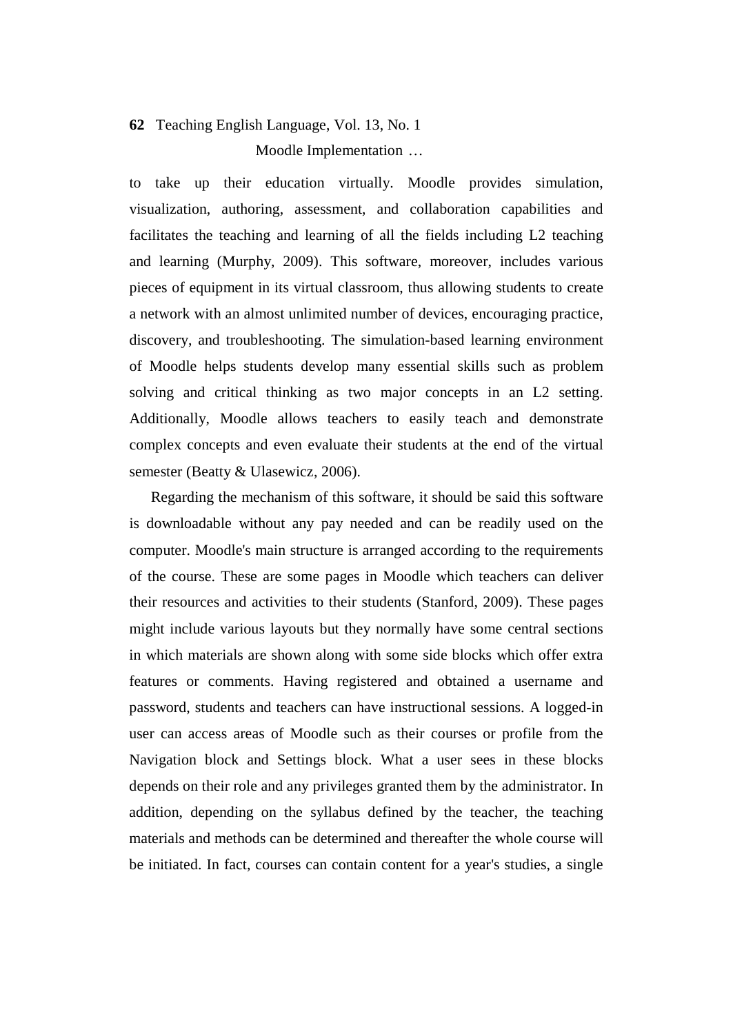to take up their education virtually. Moodle provides simulation, visualization, authoring, assessment, and collaboration capabilities and facilitates the teaching and learning of all the fields including L2 teaching and learning (Murphy, 2009). This software, moreover, includes various pieces of equipment in its virtual classroom, thus allowing students to create a network with an almost unlimited number of devices, encouraging practice, discovery, and troubleshooting. The simulation-based learning environment of Moodle helps students develop many essential skills such as problem solving and critical thinking as two major concepts in an L2 setting. Additionally, Moodle allows teachers to easily teach and demonstrate complex concepts and even evaluate their students at the end of the virtual semester (Beatty & Ulasewicz, 2006).

Regarding the mechanism of this software, it should be said this software is downloadable without any pay needed and can be readily used on the computer. Moodle's main structure is arranged according to the requirements of the course. These are some pages in Moodle which teachers can deliver their resources and activities to their students (Stanford, 2009). These pages might include various layouts but they normally have some central sections in which materials are shown along with some side blocks which offer extra features or comments. Having registered and obtained a username and password, students and teachers can have instructional sessions. A logged-in user can access areas of Moodle such as their courses or profile from the Navigation block and Settings block. What a user sees in these blocks depends on their role and any privileges granted them by the administrator. In addition, depending on the syllabus defined by the teacher, the teaching materials and methods can be determined and thereafter the whole course will be initiated. In fact, courses can contain content for a year's studies, a single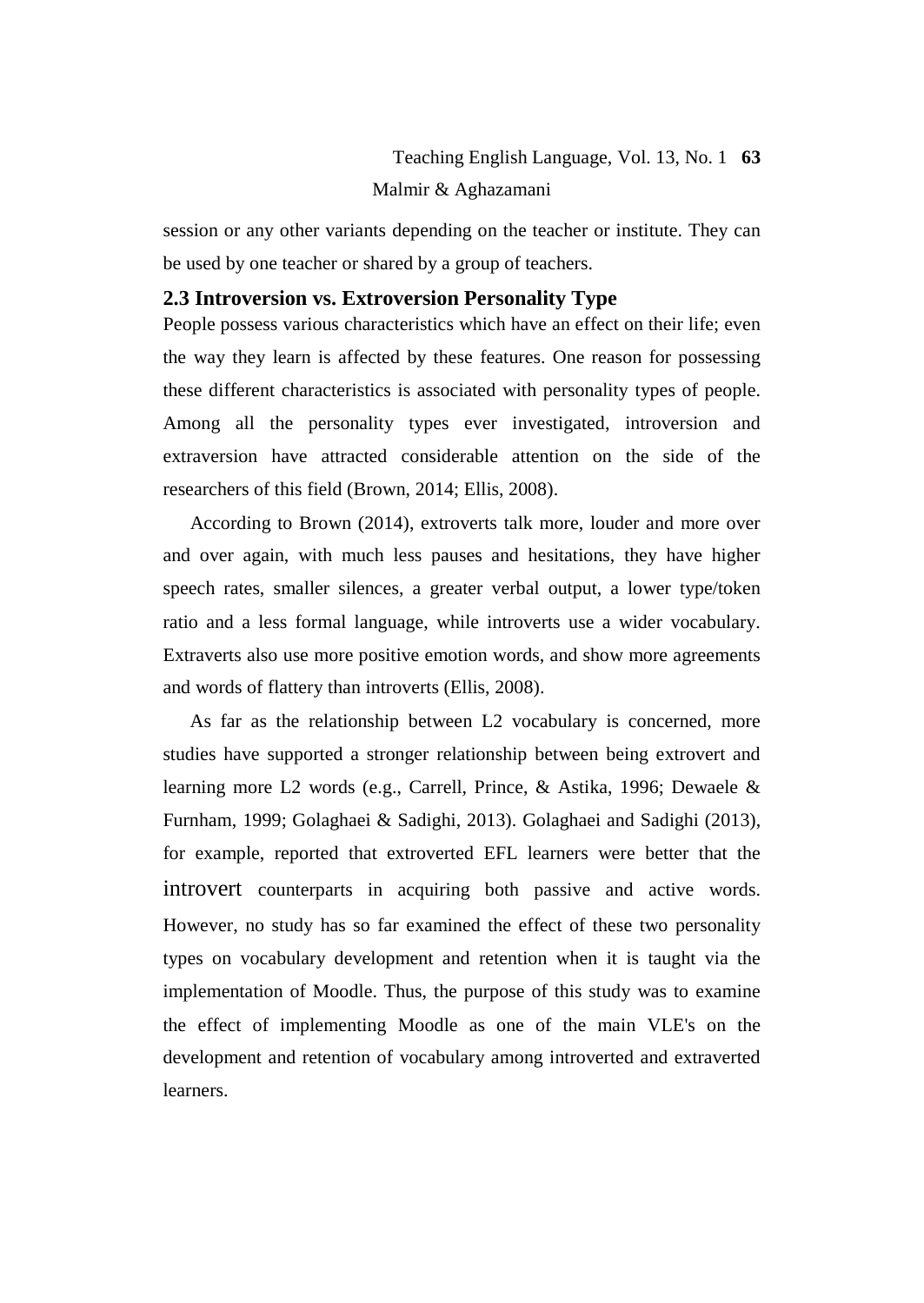session or any other variants depending on the teacher or institute. They can be used by one teacher or shared by a group of teachers.

## 2.3 Introversion vs. Extroversion Personality Type

People possess various characteristics which have an effect on their life; even the way they learn is affected by these features. One reason for possessing these different characteristics is associated with personality types of people. Among all the personality types ever investigated, introversion and extraversion have attracted considerable attention on the side of the researchers of this field (Brown, 2014; Ellis, 2008).

According to Brown (2014), extroverts talk more, louder and more over and over again, with much less pauses and hesitations, they have higher speech rates, smaller silences, a greater verbal output, a lower type/token ratio and a less formal language, while introverts use a wider vocabulary. Extraverts also use more positive emotion words, and show more agreements and words of flattery than introverts (Ellis, 2008).

As far as the relationship between L2 vocabulary is concerned, more studies have supported a stronger relationship between being extrovert and learning more L2 words (e.g., Carrell, Prince, & Astika, 1996; Dewaele & Furnham, 1999; Golaghaei & Sadighi, 2013). Golaghaei and Sadighi (2013), for example, reported that extroverted EFL learners were better that the introvert counterparts in acquiring both passive and active words. However, no study has so far examined the effect of these two personality types on vocabulary development and retention when it is taught via the implementation of Moodle. Thus, the purpose of this study was to examine the effect of implementing Moodle as one of the main VLE's on the development and retention of vocabulary among introverted and extraverted learners.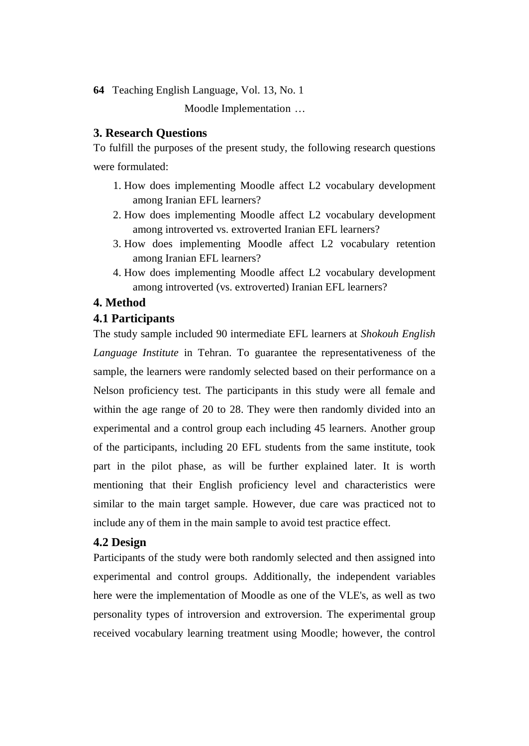## 3. Research Questions

To fulfill the purposes of the present study, the following research questions were formulated:

1. How does implementing Moodle affect L2 vocabulary development among Iranian EFL learners?
2. How does implementing Moodle affect L2 vocabulary development among introverted vs. extroverted Iranian EFL learners?
3. How does implementing Moodle affect L2 vocabulary retention among Iranian EFL learners?
4. How does implementing Moodle affect L2 vocabulary development among introverted (vs. extroverted) Iranian EFL learners?

## 4. Method

### 4.1 Participants

The study sample included 90 intermediate EFL learners at *Shokouh English Language Institute* in Tehran. To guarantee the representativeness of the sample, the learners were randomly selected based on their performance on a Nelson proficiency test. The participants in this study were all female and within the age range of 20 to 28. They were then randomly divided into an experimental and a control group each including 45 learners. Another group of the participants, including 20 EFL students from the same institute, took part in the pilot phase, as will be further explained later. It is worth mentioning that their English proficiency level and characteristics were similar to the main target sample. However, due care was practiced not to include any of them in the main sample to avoid test practice effect.

### 4.2 Design

Participants of the study were both randomly selected and then assigned into experimental and control groups. Additionally, the independent variables here were the implementation of Moodle as one of the VLE's, as well as two personality types of introversion and extroversion. The experimental group received vocabulary learning treatment using Moodle; however, the control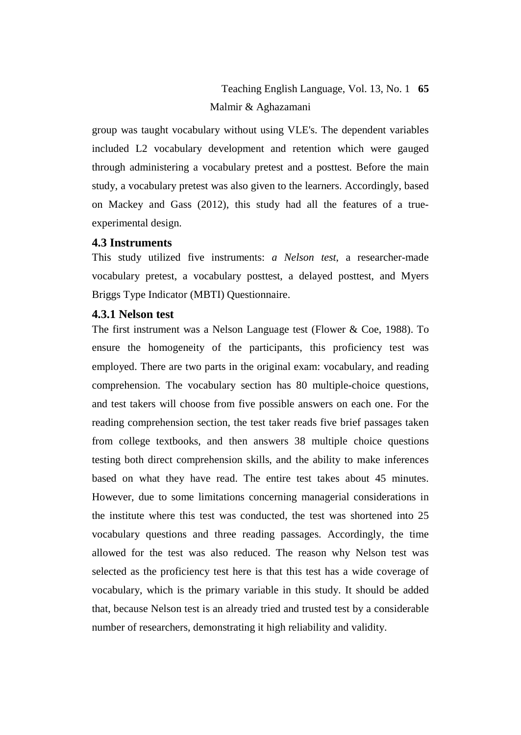group was taught vocabulary without using VLE's. The dependent variables included L2 vocabulary development and retention which were gauged through administering a vocabulary pretest and a posttest. Before the main study, a vocabulary pretest was also given to the learners. Accordingly, based on Mackey and Gass (2012), this study had all the features of a true-experimental design.

### 4.3 Instruments

This study utilized five instruments: *a Nelson test*, a researcher-made vocabulary pretest, a vocabulary posttest, a delayed posttest, and Myers Briggs Type Indicator (MBTI) Questionnaire.

#### 4.3.1 Nelson test

The first instrument was a Nelson Language test (Flower & Coe, 1988). To ensure the homogeneity of the participants, this proficiency test was employed. There are two parts in the original exam: vocabulary, and reading comprehension. The vocabulary section has 80 multiple-choice questions, and test takers will choose from five possible answers on each one. For the reading comprehension section, the test taker reads five brief passages taken from college textbooks, and then answers 38 multiple choice questions testing both direct comprehension skills, and the ability to make inferences based on what they have read. The entire test takes about 45 minutes. However, due to some limitations concerning managerial considerations in the institute where this test was conducted, the test was shortened into 25 vocabulary questions and three reading passages. Accordingly, the time allowed for the test was also reduced. The reason why Nelson test was selected as the proficiency test here is that this test has a wide coverage of vocabulary, which is the primary variable in this study. It should be added that, because Nelson test is an already tried and trusted test by a considerable number of researchers, demonstrating it high reliability and validity.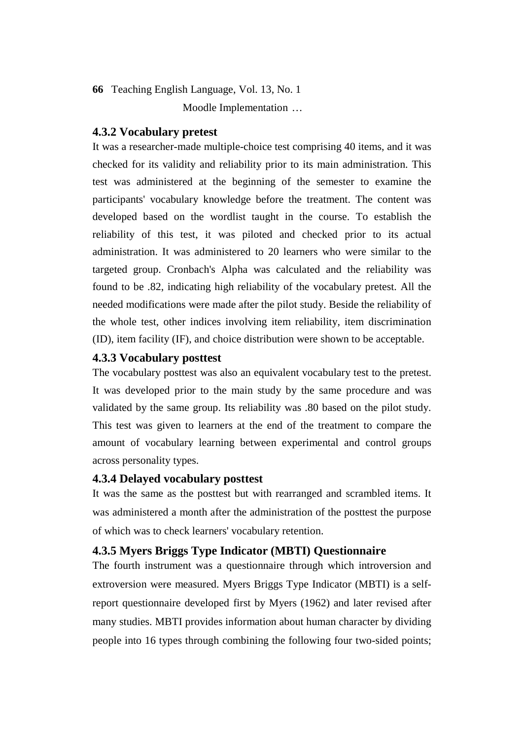#### 4.3.2 Vocabulary pretest

It was a researcher-made multiple-choice test comprising 40 items, and it was checked for its validity and reliability prior to its main administration. This test was administered at the beginning of the semester to examine the participants' vocabulary knowledge before the treatment. The content was developed based on the wordlist taught in the course. To establish the reliability of this test, it was piloted and checked prior to its actual administration. It was administered to 20 learners who were similar to the targeted group. Cronbach's Alpha was calculated and the reliability was found to be .82, indicating high reliability of the vocabulary pretest. All the needed modifications were made after the pilot study. Beside the reliability of the whole test, other indices involving item reliability, item discrimination (ID), item facility (IF), and choice distribution were shown to be acceptable.

#### 4.3.3 Vocabulary posttest

The vocabulary posttest was also an equivalent vocabulary test to the pretest. It was developed prior to the main study by the same procedure and was validated by the same group. Its reliability was .80 based on the pilot study. This test was given to learners at the end of the treatment to compare the amount of vocabulary learning between experimental and control groups across personality types.

#### 4.3.4 Delayed vocabulary posttest

It was the same as the posttest but with rearranged and scrambled items. It was administered a month after the administration of the posttest the purpose of which was to check learners' vocabulary retention.

#### 4.3.5 Myers Briggs Type Indicator (MBTI) Questionnaire

The fourth instrument was a questionnaire through which introversion and extroversion were measured. Myers Briggs Type Indicator (MBTI) is a self-report questionnaire developed first by Myers (1962) and later revised after many studies. MBTI provides information about human character by dividing people into 16 types through combining the following four two-sided points;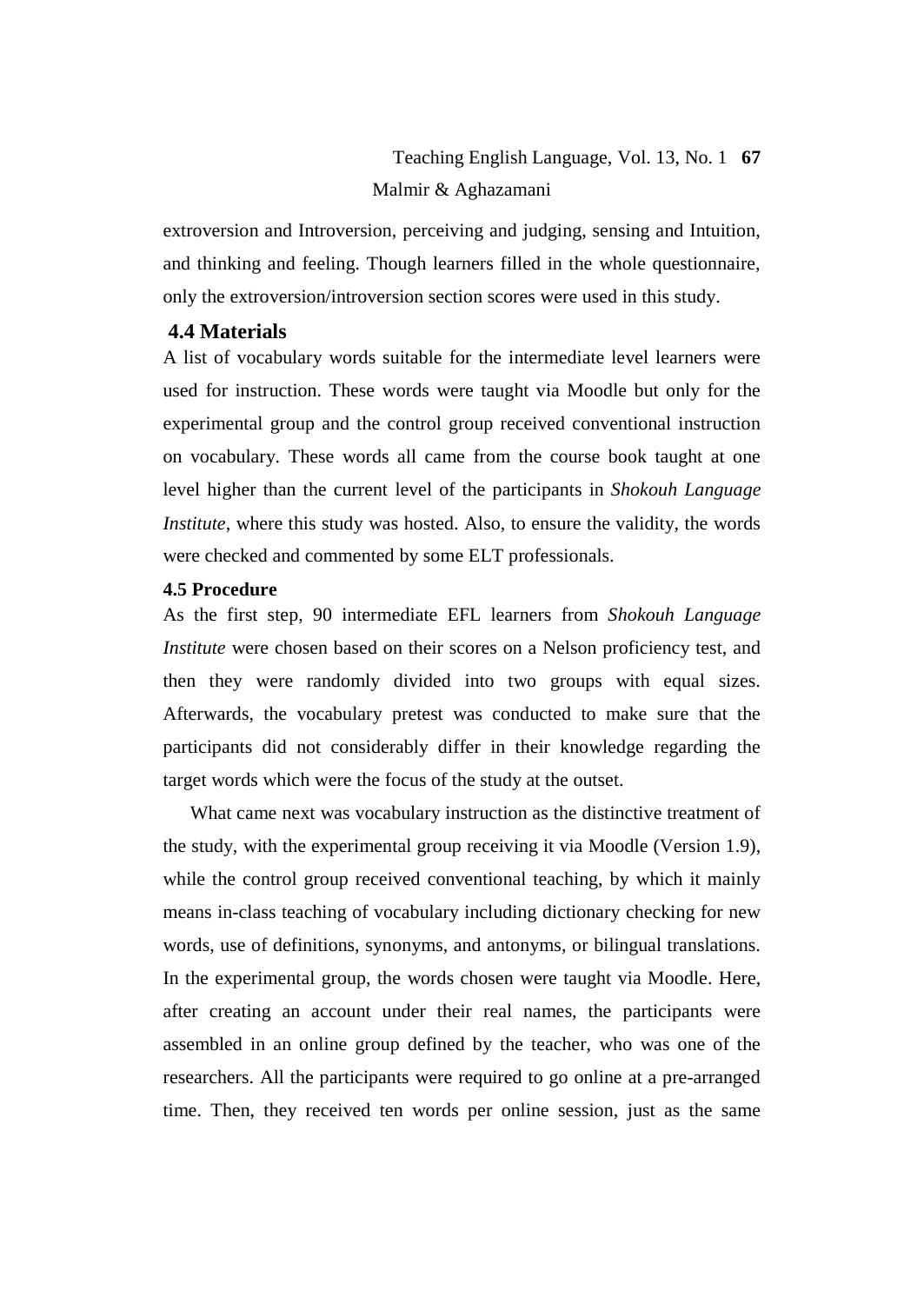extroversion and Introversion, perceiving and judging, sensing and Intuition, and thinking and feeling. Though learners filled in the whole questionnaire, only the extroversion/introversion section scores were used in this study.

## 4.4 Materials

A list of vocabulary words suitable for the intermediate level learners were used for instruction. These words were taught via Moodle but only for the experimental group and the control group received conventional instruction on vocabulary. These words all came from the course book taught at one level higher than the current level of the participants in *Shokouh Language Institute*, where this study was hosted. Also, to ensure the validity, the words were checked and commented by some ELT professionals.

### 4.5 Procedure

As the first step, 90 intermediate EFL learners from *Shokouh Language Institute* were chosen based on their scores on a Nelson proficiency test, and then they were randomly divided into two groups with equal sizes. Afterwards, the vocabulary pretest was conducted to make sure that the participants did not considerably differ in their knowledge regarding the target words which were the focus of the study at the outset.

What came next was vocabulary instruction as the distinctive treatment of the study, with the experimental group receiving it via Moodle (Version 1.9), while the control group received conventional teaching, by which it mainly means in-class teaching of vocabulary including dictionary checking for new words, use of definitions, synonyms, and antonyms, or bilingual translations. In the experimental group, the words chosen were taught via Moodle. Here, after creating an account under their real names, the participants were assembled in an online group defined by the teacher, who was one of the researchers. All the participants were required to go online at a pre-arranged time. Then, they received ten words per online session, just as the same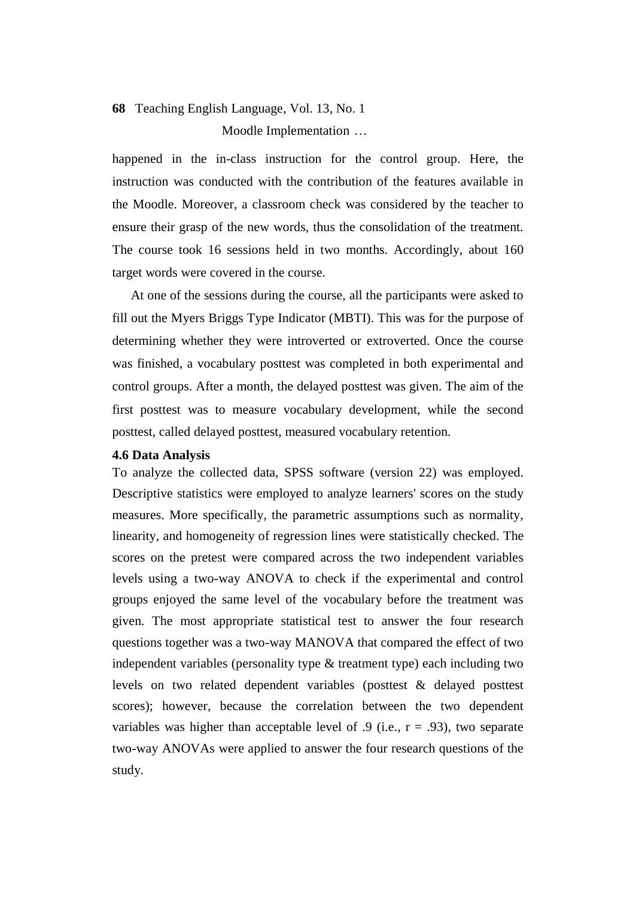happened in the in-class instruction for the control group. Here, the instruction was conducted with the contribution of the features available in the Moodle. Moreover, a classroom check was considered by the teacher to ensure their grasp of the new words, thus the consolidation of the treatment. The course took 16 sessions held in two months. Accordingly, about 160 target words were covered in the course.

At one of the sessions during the course, all the participants were asked to fill out the Myers Briggs Type Indicator (MBTI). This was for the purpose of determining whether they were introverted or extroverted. Once the course was finished, a vocabulary posttest was completed in both experimental and control groups. After a month, the delayed posttest was given. The aim of the first posttest was to measure vocabulary development, while the second posttest, called delayed posttest, measured vocabulary retention.

### 4.6 Data Analysis

To analyze the collected data, SPSS software (version 22) was employed. Descriptive statistics were employed to analyze learners' scores on the study measures. More specifically, the parametric assumptions such as normality, linearity, and homogeneity of regression lines were statistically checked. The scores on the pretest were compared across the two independent variables levels using a two-way ANOVA to check if the experimental and control groups enjoyed the same level of the vocabulary before the treatment was given. The most appropriate statistical test to answer the four research questions together was a two-way MANOVA that compared the effect of two independent variables (personality type & treatment type) each including two levels on two related dependent variables (posttest & delayed posttest scores); however, because the correlation between the two dependent variables was higher than acceptable level of .9 (i.e., $r = .93$), two separate two-way ANOVAs were applied to answer the four research questions of the study.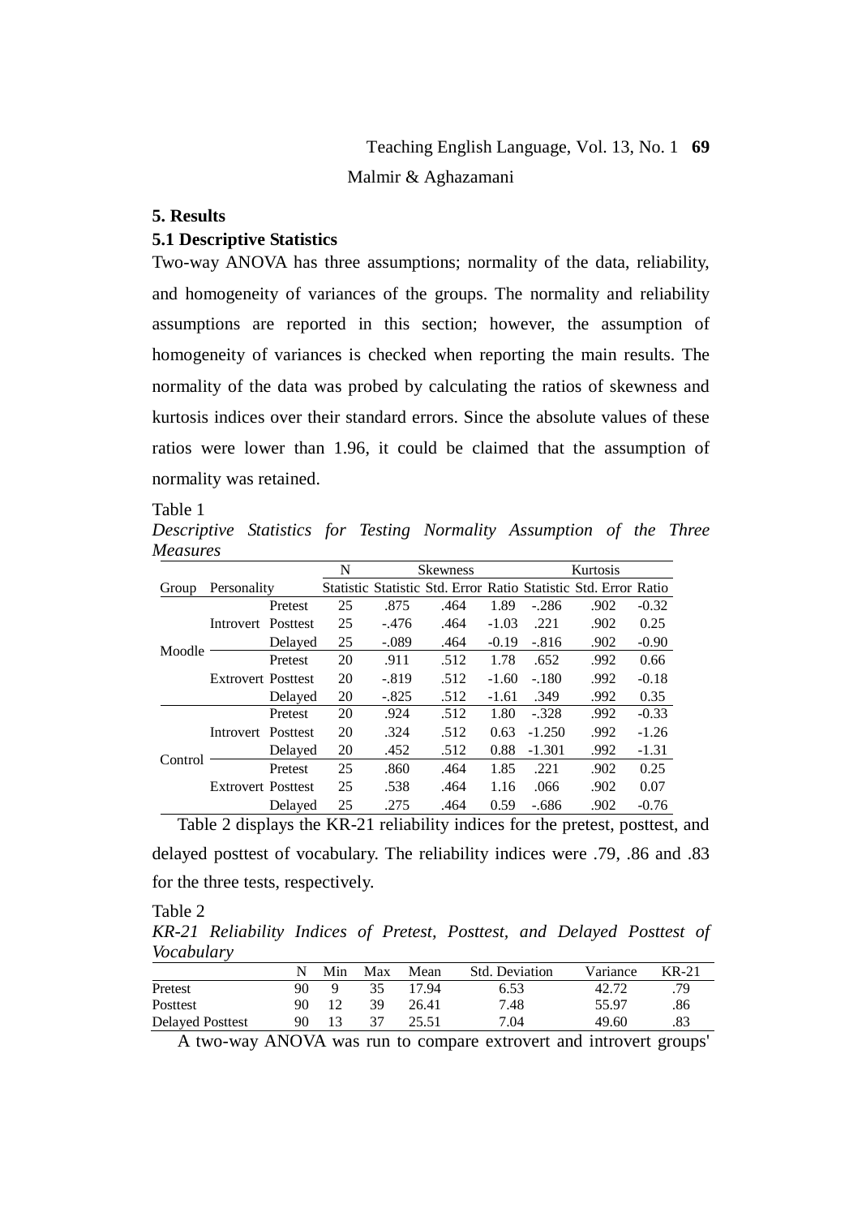## 5. Results

### 5.1 Descriptive Statistics

Two-way ANOVA has three assumptions; normality of the data, reliability, and homogeneity of variances of the groups. The normality and reliability assumptions are reported in this section; however, the assumption of homogeneity of variances is checked when reporting the main results. The normality of the data was probed by calculating the ratios of skewness and kurtosis indices over their standard errors. Since the absolute values of these ratios were lower than 1.96, it could be claimed that the assumption of normality was retained.

Table 1

*Descriptive Statistics for Testing Normality Assumption of the Three Measures*

| | | | N | Skewness | | | Kurtosis | | |
|---|---|---|---|---|---|---|---|---|---|
| Group | Personality | | Statistic | Statistic | Std. Error | Ratio | Statistic | Std. Error | Ratio |
| Moodle | Introvert | Pretest | 25 | .875 | .464 | 1.89 | -.286 | .902 | -0.32 |
| | | Posttest | 25 | -.476 | .464 | -1.03 | .221 | .902 | 0.25 |
| | | Delayed | 25 | -.089 | .464 | -0.19 | -.816 | .902 | -0.90 |
| | Extrovert | Pretest | 20 | .911 | .512 | 1.78 | .652 | .992 | 0.66 |
| | | Posttest | 20 | -.819 | .512 | -1.60 | -.180 | .992 | -0.18 |
| | | Delayed | 20 | -.825 | .512 | -1.61 | .349 | .992 | 0.35 |
| Control | Introvert | Pretest | 20 | .924 | .512 | 1.80 | -.328 | .992 | -0.33 |
| | | Posttest | 20 | .324 | .512 | 0.63 | -1.250 | .992 | -1.26 |
| | | Delayed | 20 | .452 | .512 | 0.88 | -1.301 | .992 | -1.31 |
| | Extrovert | Pretest | 25 | .860 | .464 | 1.85 | .221 | .902 | 0.25 |
| | | Posttest | 25 | .538 | .464 | 1.16 | .066 | .902 | 0.07 |
| | | Delayed | 25 | .275 | .464 | 0.59 | -.686 | .902 | -0.76 |

Table 2 displays the KR-21 reliability indices for the pretest, posttest, and delayed posttest of vocabulary. The reliability indices were .79, .86 and .83 for the three tests, respectively.

Table 2

*KR-21 Reliability Indices of Pretest, Posttest, and Delayed Posttest of Vocabulary*

| | N | Min | Max | Mean | Std. Deviation | Variance | KR-21 |
|---|---|---|---|---|---|---|---|
| Pretest | 90 | 9 | 35 | 17.94 | 6.53 | 42.72 | .79 |
| Posttest | 90 | 12 | 39 | 26.41 | 7.48 | 55.97 | .86 |
| Delayed Posttest | 90 | 13 | 37 | 25.51 | 7.04 | 49.60 | .83 |

A two-way ANOVA was run to compare extrovert and introvert groups'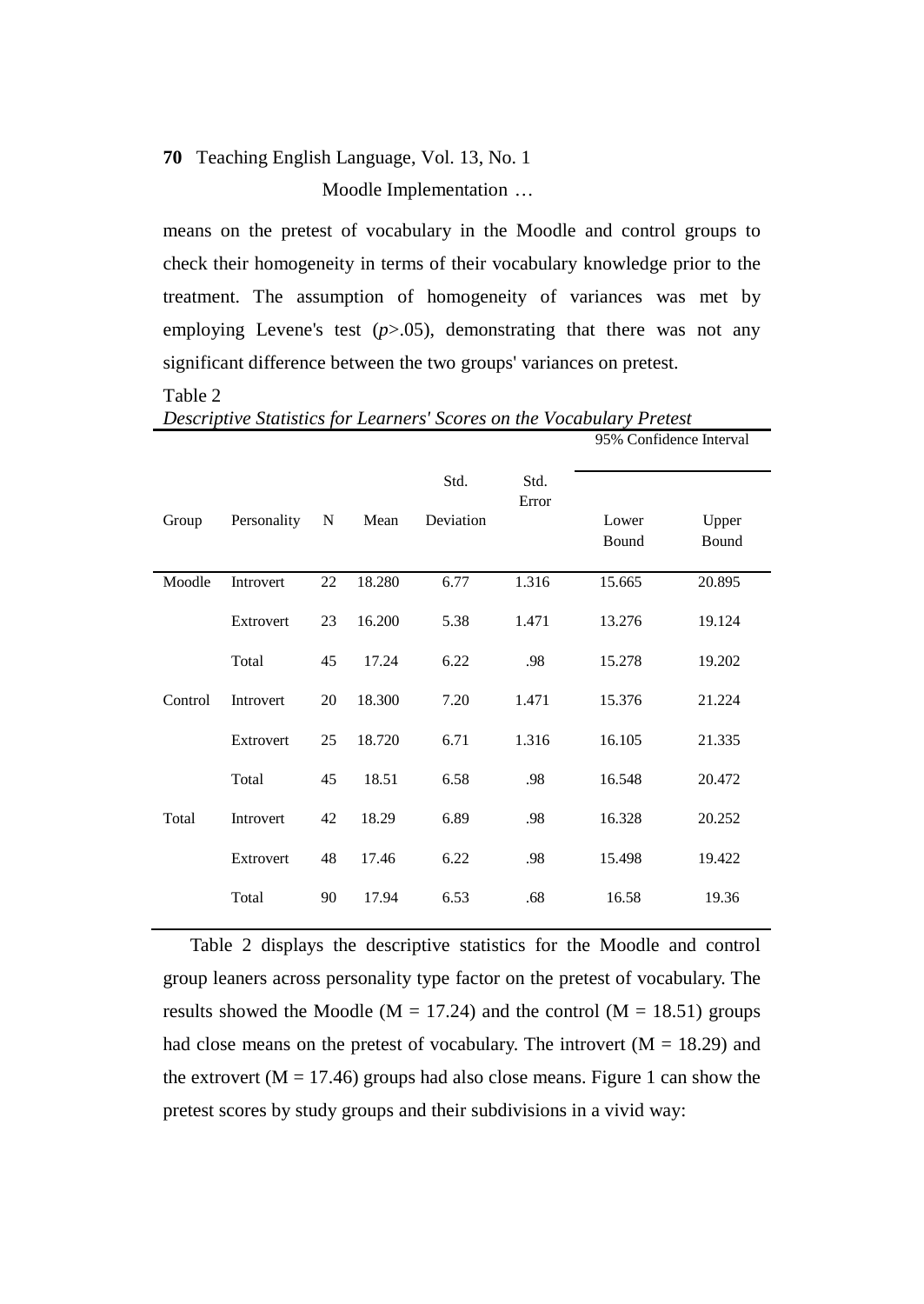means on the pretest of vocabulary in the Moodle and control groups to check their homogeneity in terms of their vocabulary knowledge prior to the treatment. The assumption of homogeneity of variances was met by employing Levene's test ($p$>.05), demonstrating that there was not any significant difference between the two groups' variances on pretest.

Table 2
*Descriptive Statistics for Learners' Scores on the Vocabulary Pretest*

| Group | Personality | N | Mean | Std. Deviation | Std. Error | 95% Confidence Interval | |
|---|---|---|---|---|---|---|---|
| | | | | | | Lower Bound | Upper Bound |
| Moodle | Introvert | 22 | 18.280 | 6.77 | 1.316 | 15.665 | 20.895 |
| | Extrovert | 23 | 16.200 | 5.38 | 1.471 | 13.276 | 19.124 |
| | Total | 45 | 17.24 | 6.22 | .98 | 15.278 | 19.202 |
| Control | Introvert | 20 | 18.300 | 7.20 | 1.471 | 15.376 | 21.224 |
| | Extrovert | 25 | 18.720 | 6.71 | 1.316 | 16.105 | 21.335 |
| | Total | 45 | 18.51 | 6.58 | .98 | 16.548 | 20.472 |
| Total | Introvert | 42 | 18.29 | 6.89 | .98 | 16.328 | 20.252 |
| | Extrovert | 48 | 17.46 | 6.22 | .98 | 15.498 | 19.422 |
| | Total | 90 | 17.94 | 6.53 | .68 | 16.58 | 19.36 |

Table 2 displays the descriptive statistics for the Moodle and control group leaners across personality type factor on the pretest of vocabulary. The results showed the Moodle (M = 17.24) and the control (M = 18.51) groups had close means on the pretest of vocabulary. The introvert (M = 18.29) and the extrovert (M = 17.46) groups had also close means. Figure 1 can show the pretest scores by study groups and their subdivisions in a vivid way: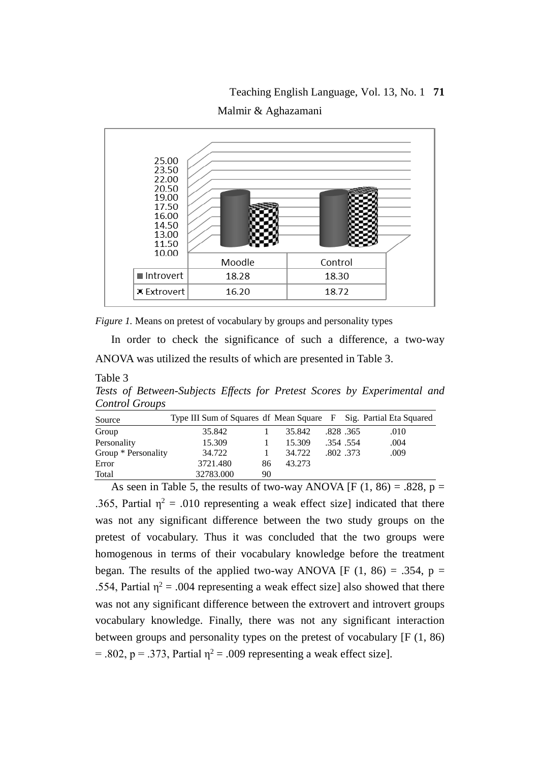| | Moodle | Control |
|---|---|---|
| Introvert | 18.28 | 18.30 |
| Extrovert | 16.20 | 18.72 |

*Figure 1.* Means on pretest of vocabulary by groups and personality types

In order to check the significance of such a difference, a two-way ANOVA was utilized the results of which are presented in Table 3.

Table 3

*Tests of Between-Subjects Effects for Pretest Scores by Experimental and Control Groups*

| Source | Type III Sum of Squares | df | Mean Square | F | Sig. | Partial Eta Squared |
|---|---|---|---|---|---|---|
| Group | 35.842 | 1 | 35.842 | .828 | .365 | .010 |
| Personality | 15.309 | 1 | 15.309 | .354 | .554 | .004 |
| Group * Personality | 34.722 | 1 | 34.722 | .802 | .373 | .009 |
| Error | 3721.480 | 86 | 43.273 | | | |
| Total | 32783.000 | 90 | | | | |

As seen in Table 5, the results of two-way ANOVA [$F (1, 86) = .828$, $p = .365$, Partial $\eta^2 = .010$ representing a weak effect size] indicated that there was not any significant difference between the two study groups on the pretest of vocabulary. Thus it was concluded that the two groups were homogenous in terms of their vocabulary knowledge before the treatment began. The results of the applied two-way ANOVA [$F (1, 86) = .354$, $p = .554$, Partial $\eta^2 = .004$ representing a weak effect size] also showed that there was not any significant difference between the extrovert and introvert groups vocabulary knowledge. Finally, there was not any significant interaction between groups and personality types on the pretest of vocabulary [$F (1, 86) = .802$, $p = .373$, Partial $\eta^2 = .009$ representing a weak effect size].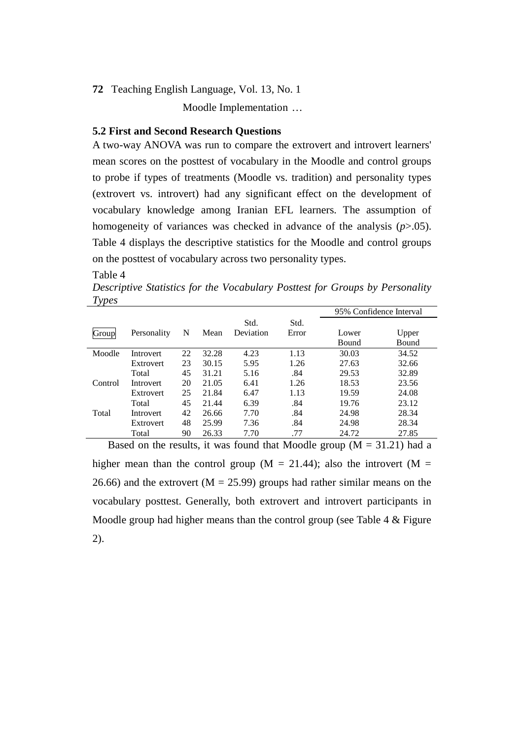### 5.2 First and Second Research Questions

A two-way ANOVA was run to compare the extrovert and introvert learners' mean scores on the posttest of vocabulary in the Moodle and control groups to probe if types of treatments (Moodle vs. tradition) and personality types (extrovert vs. introvert) had any significant effect on the development of vocabulary knowledge among Iranian EFL learners. The assumption of homogeneity of variances was checked in advance of the analysis ($p$>.05). Table 4 displays the descriptive statistics for the Moodle and control groups on the posttest of vocabulary across two personality types.

Table 4

*Descriptive Statistics for the Vocabulary Posttest for Groups by Personality Types*

| | | | | | | 95% Confidence Interval | |
|---|---|---|---|---|---|---|---|
| Group | Personality | N | Mean | Std. Deviation | Std. Error | Lower Bound | Upper Bound |
| Moodle | Introvert | 22 | 32.28 | 4.23 | 1.13 | 30.03 | 34.52 |
| | Extrovert | 23 | 30.15 | 5.95 | 1.26 | 27.63 | 32.66 |
| | Total | 45 | 31.21 | 5.16 | .84 | 29.53 | 32.89 |
| Control | Introvert | 20 | 21.05 | 6.41 | 1.26 | 18.53 | 23.56 |
| | Extrovert | 25 | 21.84 | 6.47 | 1.13 | 19.59 | 24.08 |
| | Total | 45 | 21.44 | 6.39 | .84 | 19.76 | 23.12 |
| Total | Introvert | 42 | 26.66 | 7.70 | .84 | 24.98 | 28.34 |
| | Extrovert | 48 | 25.99 | 7.36 | .84 | 24.98 | 28.34 |
| | Total | 90 | 26.33 | 7.70 | .77 | 24.72 | 27.85 |

Based on the results, it was found that Moodle group (M = 31.21) had a higher mean than the control group (M = 21.44); also the introvert (M = 26.66) and the extrovert (M = 25.99) groups had rather similar means on the vocabulary posttest. Generally, both extrovert and introvert participants in Moodle group had higher means than the control group (see Table 4 & Figure 2).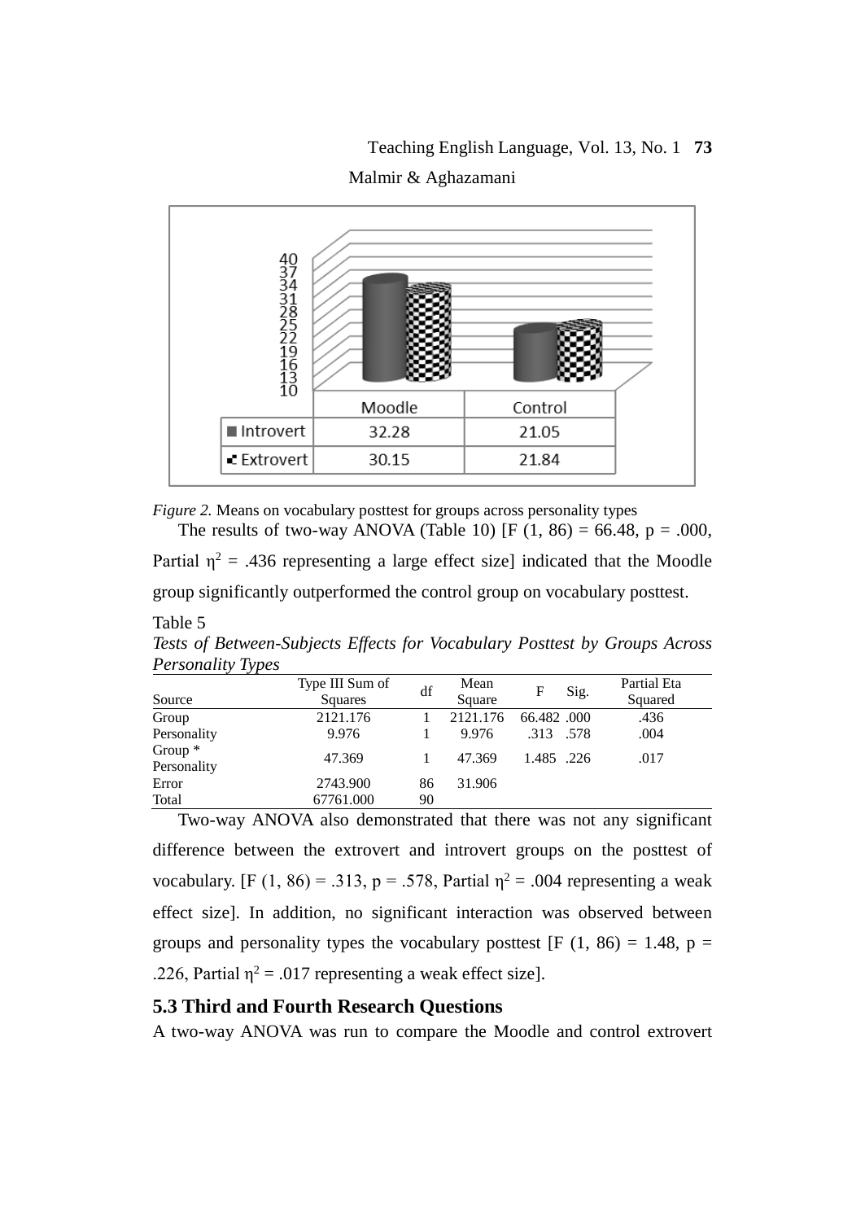| | Moodle | Control |
|---|---|---|
| Introvert | 32.28 | 21.05 |
| Extrovert | 30.15 | 21.84 |

*Figure 2.* Means on vocabulary posttest for groups across personality types

The results of two-way ANOVA (Table 10) [F (1, 86) = 66.48, p = .000, Partial $\eta^2$ = .436 representing a large effect size] indicated that the Moodle group significantly outperformed the control group on vocabulary posttest.

Table 5

*Tests of Between-Subjects Effects for Vocabulary Posttest by Groups Across Personality Types*

| Source | Type III Sum of Squares | df | Mean Square | F | Sig. | Partial Eta Squared |
|---|---|---|---|---|---|---|
| Group | 2121.176 | 1 | 2121.176 | 66.482 | .000 | .436 |
| Personality | 9.976 | 1 | 9.976 | .313 | .578 | .004 |
| Group * Personality | 47.369 | 1 | 47.369 | 1.485 | .226 | .017 |
| Error | 2743.900 | 86 | 31.906 | | | |
| Total | 67761.000 | 90 | | | | |

Two-way ANOVA also demonstrated that there was not any significant difference between the extrovert and introvert groups on the posttest of vocabulary. [F (1, 86) = .313, p = .578, Partial $\eta^2$ = .004 representing a weak effect size]. In addition, no significant interaction was observed between groups and personality types the vocabulary posttest [F (1, 86) = 1.48, p = .226, Partial $\eta^2$ = .017 representing a weak effect size].

### 5.3 Third and Fourth Research Questions

A two-way ANOVA was run to compare the Moodle and control extrovert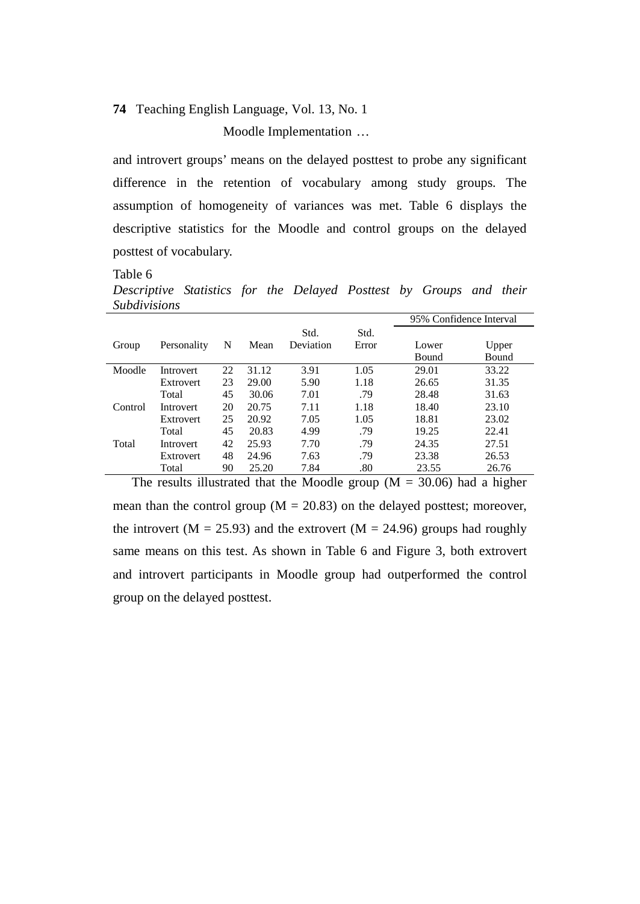and introvert groups' means on the delayed posttest to probe any significant difference in the retention of vocabulary among study groups. The assumption of homogeneity of variances was met. Table 6 displays the descriptive statistics for the Moodle and control groups on the delayed posttest of vocabulary.

Table 6

*Descriptive Statistics for the Delayed Posttest by Groups and their Subdivisions*

| Group | Personality | N | Mean | Std. Deviation | Std. Error | 95% Confidence Interval | |
|---|---|---|---|---|---|---|---|
| | | | | | | Lower Bound | Upper Bound |
| Moodle | Introvert | 22 | 31.12 | 3.91 | 1.05 | 29.01 | 33.22 |
| | Extrovert | 23 | 29.00 | 5.90 | 1.18 | 26.65 | 31.35 |
| | Total | 45 | 30.06 | 7.01 | .79 | 28.48 | 31.63 |
| Control | Introvert | 20 | 20.75 | 7.11 | 1.18 | 18.40 | 23.10 |
| | Extrovert | 25 | 20.92 | 7.05 | 1.05 | 18.81 | 23.02 |
| | Total | 45 | 20.83 | 4.99 | .79 | 19.25 | 22.41 |
| Total | Introvert | 42 | 25.93 | 7.70 | .79 | 24.35 | 27.51 |
| | Extrovert | 48 | 24.96 | 7.63 | .79 | 23.38 | 26.53 |
| | Total | 90 | 25.20 | 7.84 | .80 | 23.55 | 26.76 |

The results illustrated that the Moodle group (M = 30.06) had a higher mean than the control group (M = 20.83) on the delayed posttest; moreover, the introvert (M = 25.93) and the extrovert (M = 24.96) groups had roughly same means on this test. As shown in Table 6 and Figure 3, both extrovert and introvert participants in Moodle group had outperformed the control group on the delayed posttest.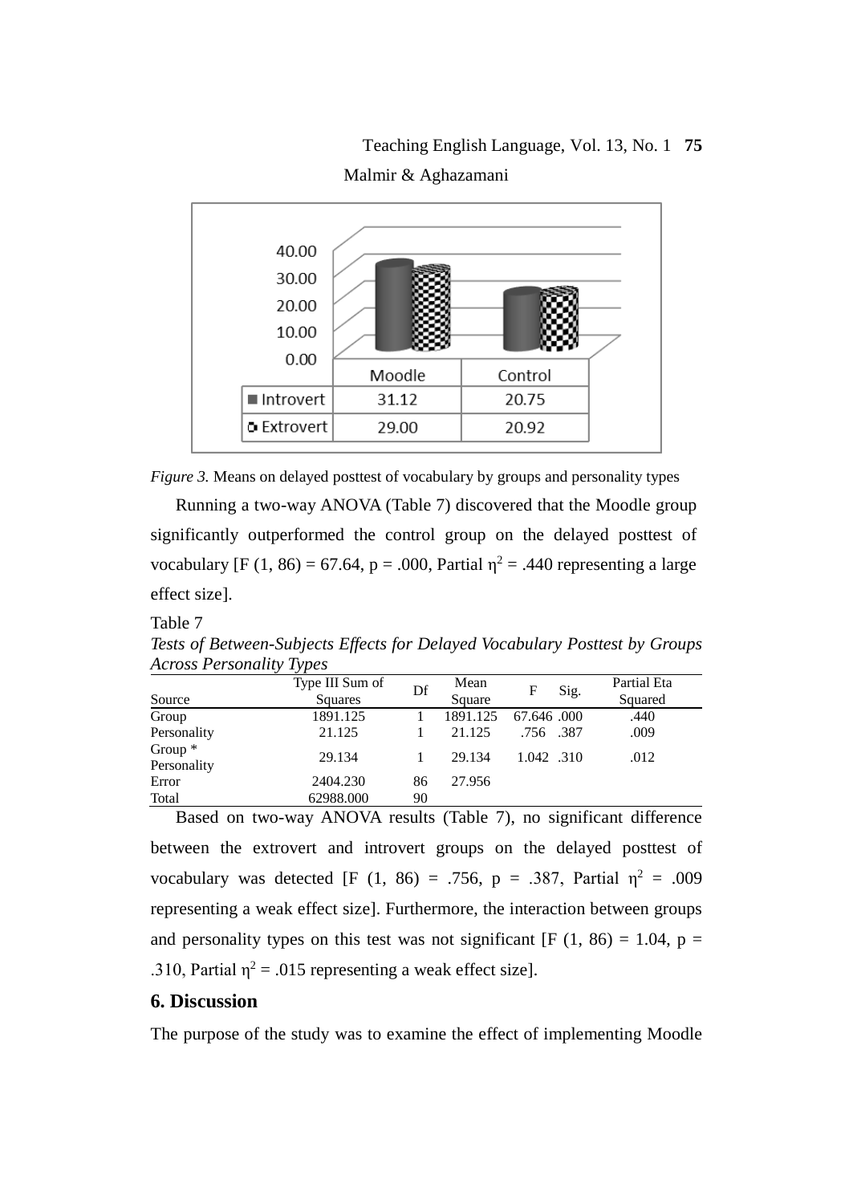|  | Moodle | Control |
|---|---|---|
| Introvert | 31.12 | 20.75 |
| Extrovert | 29.00 | 20.92 |

*Figure 3.* Means on delayed posttest of vocabulary by groups and personality types

Running a two-way ANOVA (Table 7) discovered that the Moodle group significantly outperformed the control group on the delayed posttest of vocabulary [$F(1, 86) = 67.64$, $p = .000$, Partial $\eta^2 = .440$ representing a large effect size].

Table 7
*Tests of Between-Subjects Effects for Delayed Vocabulary Posttest by Groups Across Personality Types*

| Source | Type III Sum of Squares | Df | Mean Square | F | Sig. | Partial Eta Squared |
|---|---|---|---|---|---|---|
| Group | 1891.125 | 1 | 1891.125 | 67.646 | .000 | .440 |
| Personality | 21.125 | 1 | 21.125 | .756 | .387 | .009 |
| Group * Personality | 29.134 | 1 | 29.134 | 1.042 | .310 | .012 |
| Error | 2404.230 | 86 | 27.956 | | | |
| Total | 62988.000 | 90 | | | | |

Based on two-way ANOVA results (Table 7), no significant difference between the extrovert and introvert groups on the delayed posttest of vocabulary was detected [$F(1, 86) = .756$, $p = .387$, Partial $\eta^2 = .009$ representing a weak effect size]. Furthermore, the interaction between groups and personality types on this test was not significant [$F(1, 86) = 1.04$, $p = .310$, Partial $\eta^2 = .015$ representing a weak effect size].

## 6. Discussion

The purpose of the study was to examine the effect of implementing Moodle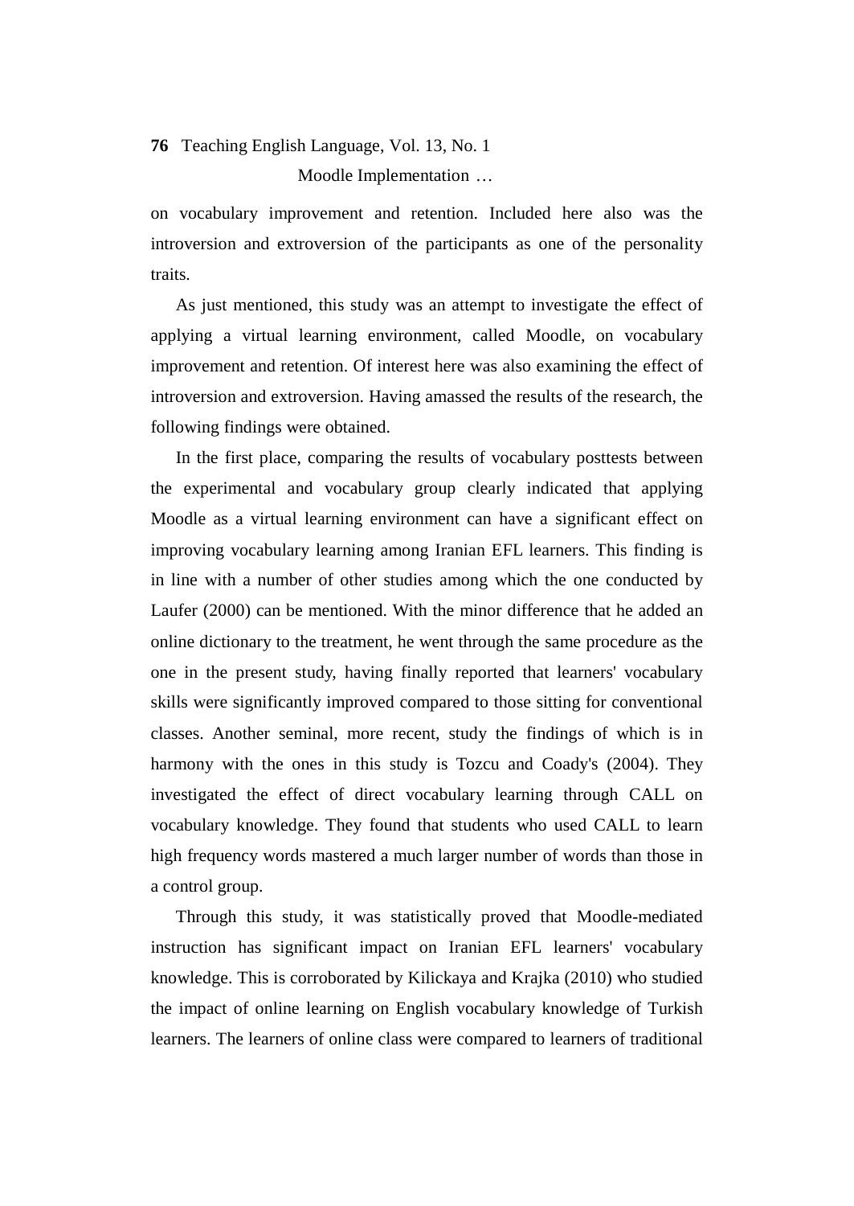on vocabulary improvement and retention. Included here also was the introversion and extroversion of the participants as one of the personality traits.

As just mentioned, this study was an attempt to investigate the effect of applying a virtual learning environment, called Moodle, on vocabulary improvement and retention. Of interest here was also examining the effect of introversion and extroversion. Having amassed the results of the research, the following findings were obtained.

In the first place, comparing the results of vocabulary posttests between the experimental and vocabulary group clearly indicated that applying Moodle as a virtual learning environment can have a significant effect on improving vocabulary learning among Iranian EFL learners. This finding is in line with a number of other studies among which the one conducted by Laufer (2000) can be mentioned. With the minor difference that he added an online dictionary to the treatment, he went through the same procedure as the one in the present study, having finally reported that learners' vocabulary skills were significantly improved compared to those sitting for conventional classes. Another seminal, more recent, study the findings of which is in harmony with the ones in this study is Tozcu and Coady's (2004). They investigated the effect of direct vocabulary learning through CALL on vocabulary knowledge. They found that students who used CALL to learn high frequency words mastered a much larger number of words than those in a control group.

Through this study, it was statistically proved that Moodle-mediated instruction has significant impact on Iranian EFL learners' vocabulary knowledge. This is corroborated by Kilickaya and Krajka (2010) who studied the impact of online learning on English vocabulary knowledge of Turkish learners. The learners of online class were compared to learners of traditional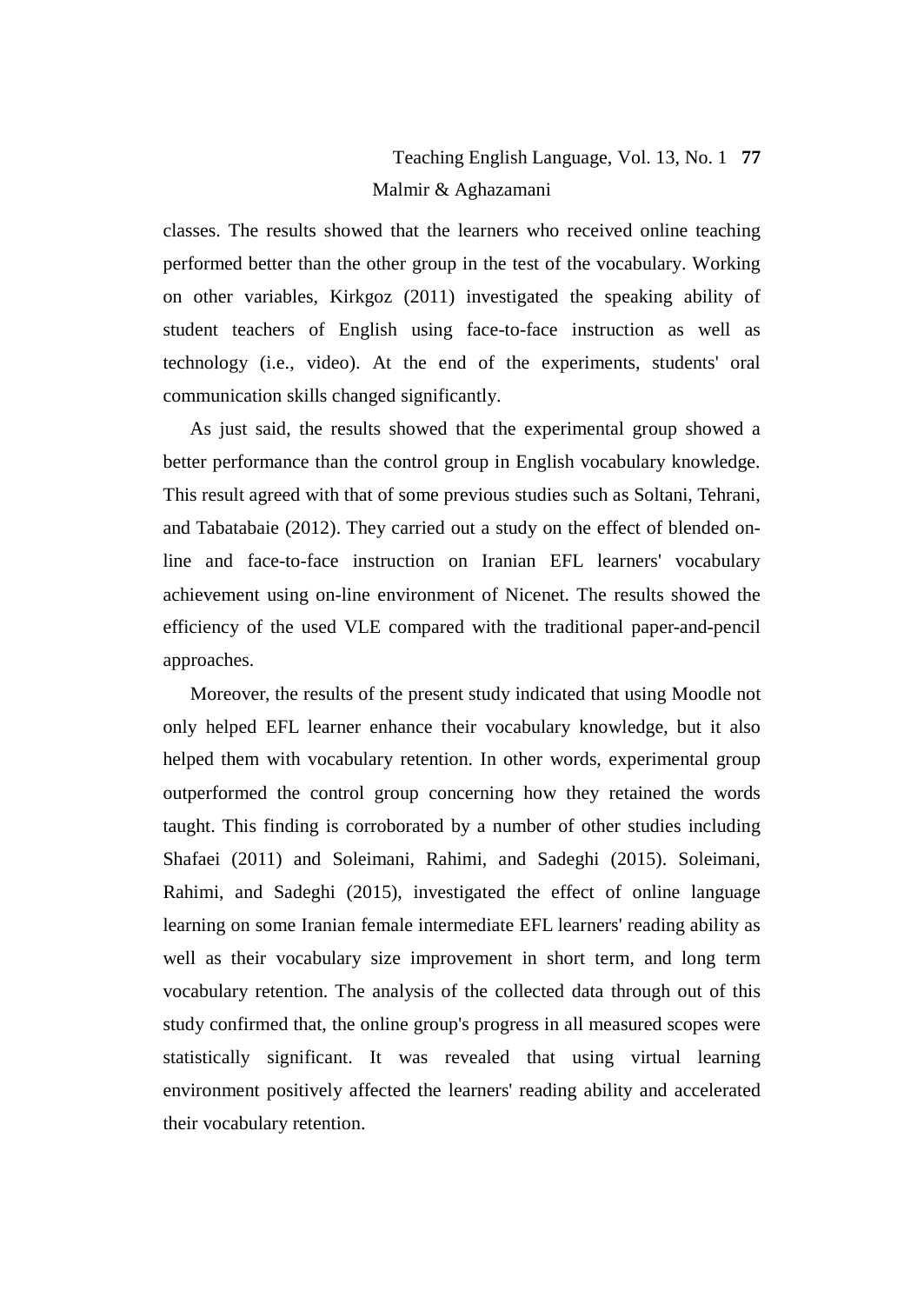classes. The results showed that the learners who received online teaching performed better than the other group in the test of the vocabulary. Working on other variables, Kirkgoz (2011) investigated the speaking ability of student teachers of English using face-to-face instruction as well as technology (i.e., video). At the end of the experiments, students' oral communication skills changed significantly.

As just said, the results showed that the experimental group showed a better performance than the control group in English vocabulary knowledge. This result agreed with that of some previous studies such as Soltani, Tehrani, and Tabatabaie (2012). They carried out a study on the effect of blended on-line and face-to-face instruction on Iranian EFL learners' vocabulary achievement using on-line environment of Nicenet. The results showed the efficiency of the used VLE compared with the traditional paper-and-pencil approaches.

Moreover, the results of the present study indicated that using Moodle not only helped EFL learner enhance their vocabulary knowledge, but it also helped them with vocabulary retention. In other words, experimental group outperformed the control group concerning how they retained the words taught. This finding is corroborated by a number of other studies including Shafaei (2011) and Soleimani, Rahimi, and Sadeghi (2015). Soleimani, Rahimi, and Sadeghi (2015), investigated the effect of online language learning on some Iranian female intermediate EFL learners' reading ability as well as their vocabulary size improvement in short term, and long term vocabulary retention. The analysis of the collected data through out of this study confirmed that, the online group's progress in all measured scopes were statistically significant. It was revealed that using virtual learning environment positively affected the learners' reading ability and accelerated their vocabulary retention.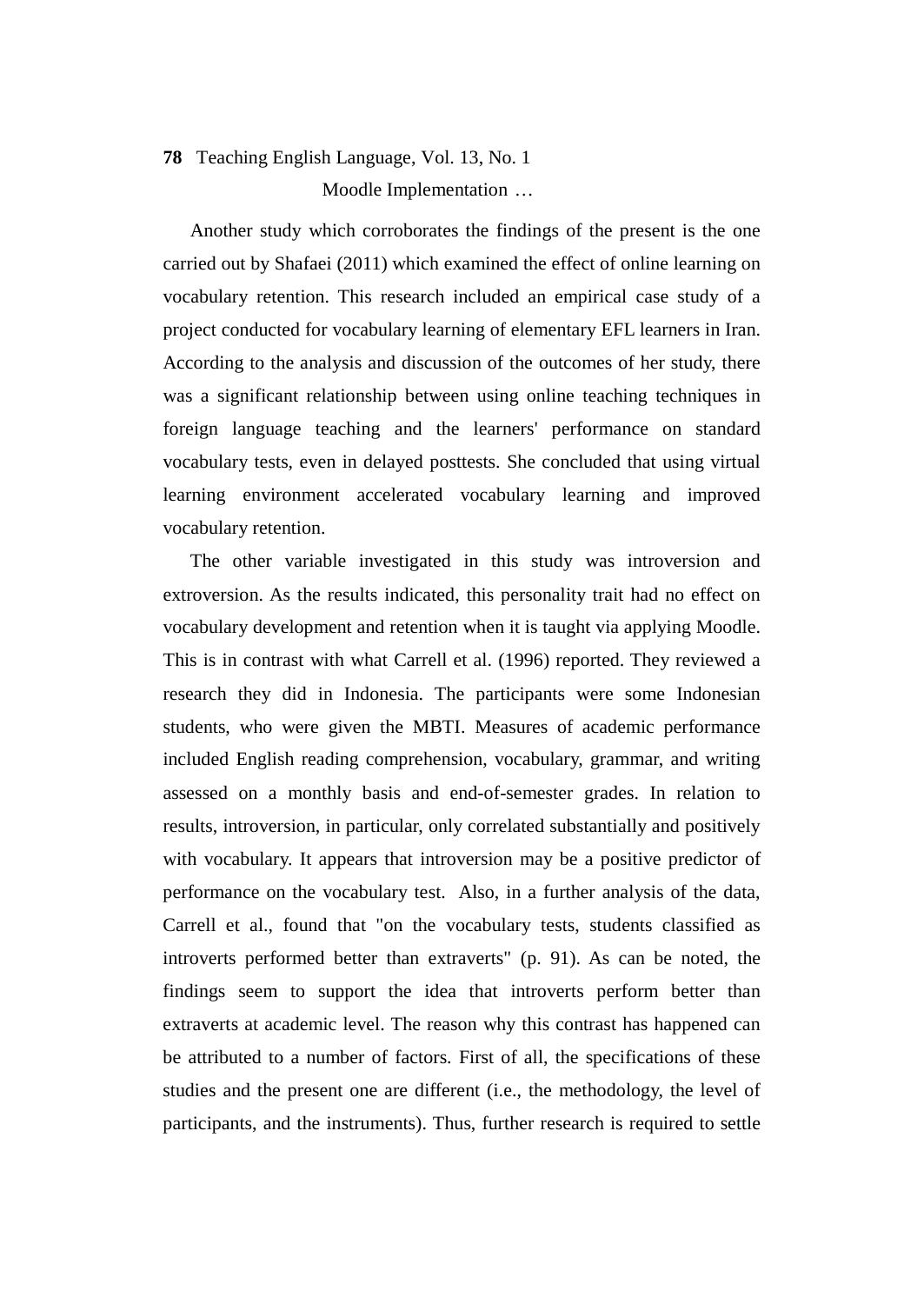Another study which corroborates the findings of the present is the one carried out by Shafaei (2011) which examined the effect of online learning on vocabulary retention. This research included an empirical case study of a project conducted for vocabulary learning of elementary EFL learners in Iran. According to the analysis and discussion of the outcomes of her study, there was a significant relationship between using online teaching techniques in foreign language teaching and the learners' performance on standard vocabulary tests, even in delayed posttests. She concluded that using virtual learning environment accelerated vocabulary learning and improved vocabulary retention.

The other variable investigated in this study was introversion and extroversion. As the results indicated, this personality trait had no effect on vocabulary development and retention when it is taught via applying Moodle. This is in contrast with what Carrell et al. (1996) reported. They reviewed a research they did in Indonesia. The participants were some Indonesian students, who were given the MBTI. Measures of academic performance included English reading comprehension, vocabulary, grammar, and writing assessed on a monthly basis and end-of-semester grades. In relation to results, introversion, in particular, only correlated substantially and positively with vocabulary. It appears that introversion may be a positive predictor of performance on the vocabulary test. Also, in a further analysis of the data, Carrell et al., found that "on the vocabulary tests, students classified as introverts performed better than extraverts" (p. 91). As can be noted, the findings seem to support the idea that introverts perform better than extraverts at academic level. The reason why this contrast has happened can be attributed to a number of factors. First of all, the specifications of these studies and the present one are different (i.e., the methodology, the level of participants, and the instruments). Thus, further research is required to settle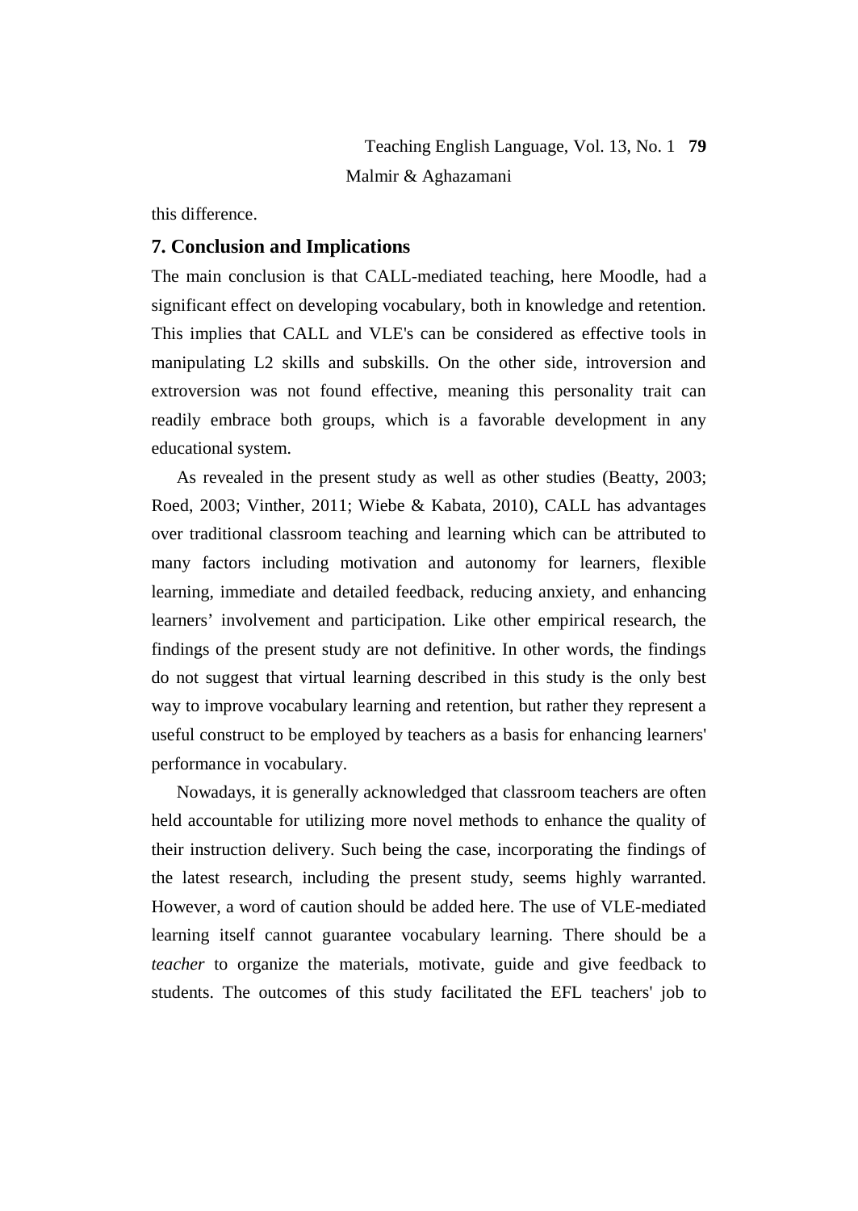this difference.

## 7. Conclusion and Implications

The main conclusion is that CALL-mediated teaching, here Moodle, had a significant effect on developing vocabulary, both in knowledge and retention. This implies that CALL and VLE's can be considered as effective tools in manipulating L2 skills and subskills. On the other side, introversion and extroversion was not found effective, meaning this personality trait can readily embrace both groups, which is a favorable development in any educational system.

As revealed in the present study as well as other studies (Beatty, 2003; Roed, 2003; Vinther, 2011; Wiebe & Kabata, 2010), CALL has advantages over traditional classroom teaching and learning which can be attributed to many factors including motivation and autonomy for learners, flexible learning, immediate and detailed feedback, reducing anxiety, and enhancing learners' involvement and participation. Like other empirical research, the findings of the present study are not definitive. In other words, the findings do not suggest that virtual learning described in this study is the only best way to improve vocabulary learning and retention, but rather they represent a useful construct to be employed by teachers as a basis for enhancing learners' performance in vocabulary.

Nowadays, it is generally acknowledged that classroom teachers are often held accountable for utilizing more novel methods to enhance the quality of their instruction delivery. Such being the case, incorporating the findings of the latest research, including the present study, seems highly warranted. However, a word of caution should be added here. The use of VLE-mediated learning itself cannot guarantee vocabulary learning. There should be a *teacher* to organize the materials, motivate, guide and give feedback to students. The outcomes of this study facilitated the EFL teachers' job to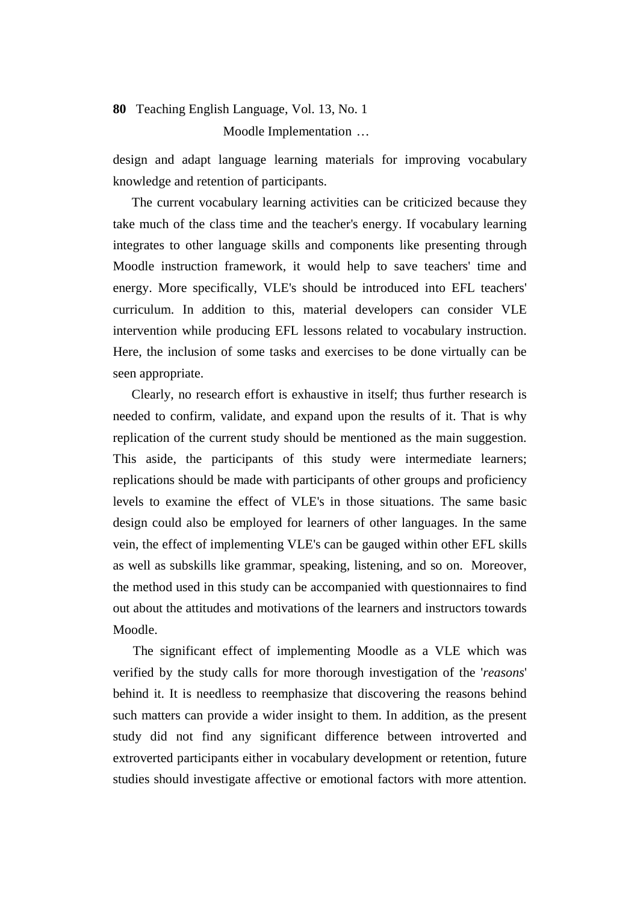design and adapt language learning materials for improving vocabulary knowledge and retention of participants.

The current vocabulary learning activities can be criticized because they take much of the class time and the teacher's energy. If vocabulary learning integrates to other language skills and components like presenting through Moodle instruction framework, it would help to save teachers' time and energy. More specifically, VLE's should be introduced into EFL teachers' curriculum. In addition to this, material developers can consider VLE intervention while producing EFL lessons related to vocabulary instruction. Here, the inclusion of some tasks and exercises to be done virtually can be seen appropriate.

Clearly, no research effort is exhaustive in itself; thus further research is needed to confirm, validate, and expand upon the results of it. That is why replication of the current study should be mentioned as the main suggestion. This aside, the participants of this study were intermediate learners; replications should be made with participants of other groups and proficiency levels to examine the effect of VLE's in those situations. The same basic design could also be employed for learners of other languages. In the same vein, the effect of implementing VLE's can be gauged within other EFL skills as well as subskills like grammar, speaking, listening, and so on. Moreover, the method used in this study can be accompanied with questionnaires to find out about the attitudes and motivations of the learners and instructors towards Moodle.

The significant effect of implementing Moodle as a VLE which was verified by the study calls for more thorough investigation of the '*reasons*' behind it. It is needless to reemphasize that discovering the reasons behind such matters can provide a wider insight to them. In addition, as the present study did not find any significant difference between introverted and extroverted participants either in vocabulary development or retention, future studies should investigate affective or emotional factors with more attention.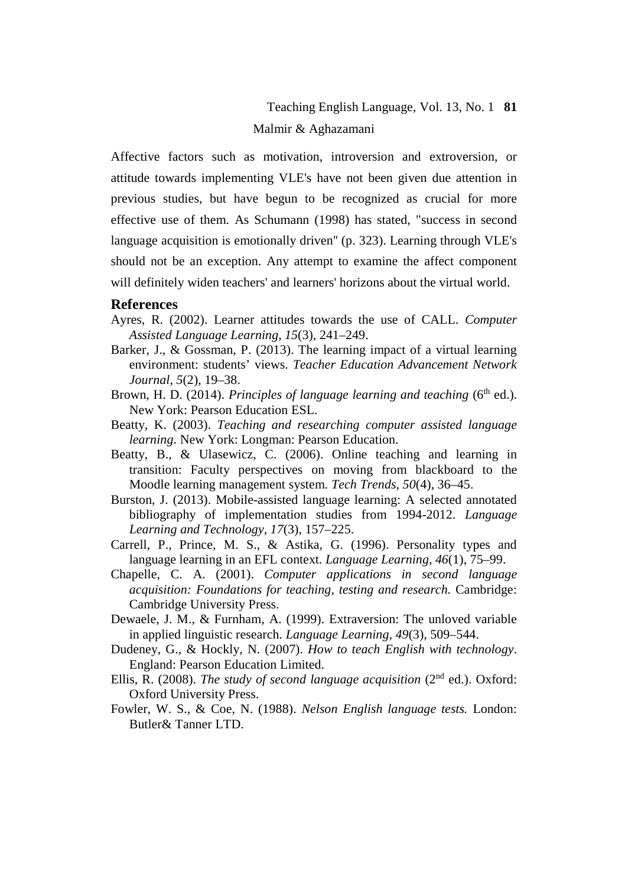Affective factors such as motivation, introversion and extroversion, or attitude towards implementing VLE's have not been given due attention in previous studies, but have begun to be recognized as crucial for more effective use of them. As Schumann (1998) has stated, "success in second language acquisition is emotionally driven" (p. 323). Learning through VLE's should not be an exception. Any attempt to examine the affect component will definitely widen teachers' and learners' horizons about the virtual world.

## References

Ayres, R. (2002). Learner attitudes towards the use of CALL. *Computer Assisted Language Learning*, *15*(3), 241–249.

Barker, J., & Gossman, P. (2013). The learning impact of a virtual learning environment: students' views. *Teacher Education Advancement Network Journal*, *5*(2), 19–38.

Brown, H. D. (2014). *Principles of language learning and teaching* (6th ed.). New York: Pearson Education ESL.

Beatty, K. (2003). *Teaching and researching computer assisted language learning*. New York: Longman: Pearson Education.

Beatty, B., & Ulasewicz, C. (2006). Online teaching and learning in transition: Faculty perspectives on moving from blackboard to the Moodle learning management system. *Tech Trends, 50*(4), 36–45.

Burston, J. (2013). Mobile-assisted language learning: A selected annotated bibliography of implementation studies from 1994-2012. *Language Learning and Technology*, *17*(3), 157–225.

Carrell, P., Prince, M. S., & Astika, G. (1996). Personality types and language learning in an EFL context. *Language Learning, 46*(1), 75–99.

Chapelle, C. A. (2001). *Computer applications in second language acquisition: Foundations for teaching, testing and research.* Cambridge: Cambridge University Press.

Dewaele, J. M., & Furnham, A. (1999). Extraversion: The unloved variable in applied linguistic research. *Language Learning, 49*(3), 509–544.

Dudeney, G., & Hockly, N. (2007). *How to teach English with technology*. England: Pearson Education Limited.

Ellis, R. (2008). *The study of second language acquisition* (2nd ed.). Oxford: Oxford University Press.

Fowler, W. S., & Coe, N. (1988). *Nelson English language tests.* London: Butler& Tanner LTD.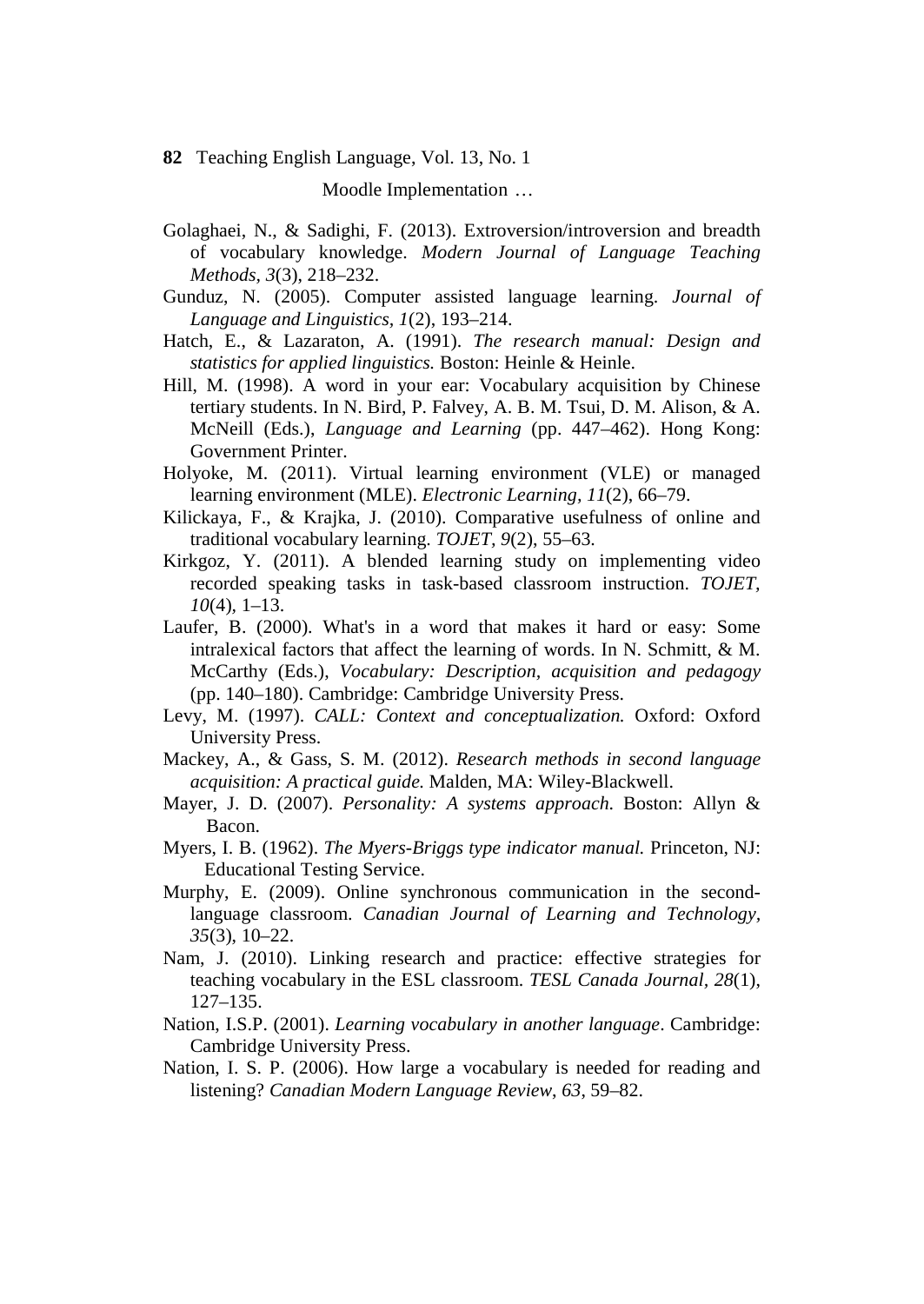Golaghaei, N., & Sadighi, F. (2013). Extroversion/introversion and breadth of vocabulary knowledge. *Modern Journal of Language Teaching Methods, 3*(3), 218–232.

Gunduz, N. (2005). Computer assisted language learning. *Journal of Language and Linguistics*, *1*(2), 193–214.

Hatch, E., & Lazaraton, A. (1991). *The research manual: Design and statistics for applied linguistics.* Boston: Heinle & Heinle.

Hill, M. (1998). A word in your ear: Vocabulary acquisition by Chinese tertiary students. In N. Bird, P. Falvey, A. B. M. Tsui, D. M. Alison, & A. McNeill (Eds.), *Language and Learning* (pp. 447–462). Hong Kong: Government Printer.

Holyoke, M. (2011). Virtual learning environment (VLE) or managed learning environment (MLE). *Electronic Learning, 11*(2), 66–79.

Kilickaya, F., & Krajka, J. (2010). Comparative usefulness of online and traditional vocabulary learning. *TOJET, 9*(2), 55–63.

Kirkgoz, Y. (2011). A blended learning study on implementing video recorded speaking tasks in task-based classroom instruction. *TOJET, 10*(4), 1–13.

Laufer, B. (2000). What's in a word that makes it hard or easy: Some intralexical factors that affect the learning of words. In N. Schmitt, & M. McCarthy (Eds.), *Vocabulary: Description, acquisition and pedagogy* (pp. 140–180). Cambridge: Cambridge University Press.

Levy, M. (1997). *CALL: Context and conceptualization.* Oxford: Oxford University Press.

Mackey, A., & Gass, S. M. (2012). *Research methods in second language acquisition: A practical guide.* Malden, MA: Wiley-Blackwell.

Mayer, J. D. (2007). *Personality: A systems approach.* Boston: Allyn & Bacon.

Myers, I. B. (1962). *The Myers-Briggs type indicator manual.* Princeton, NJ: Educational Testing Service.

Murphy, E. (2009). Online synchronous communication in the second-language classroom. *Canadian Journal of Learning and Technology, 35*(3), 10–22.

Nam, J. (2010). Linking research and practice: effective strategies for teaching vocabulary in the ESL classroom. *TESL Canada Journal, 28*(1), 127–135.

Nation, I.S.P. (2001). *Learning vocabulary in another language*. Cambridge: Cambridge University Press.

Nation, I. S. P. (2006). How large a vocabulary is needed for reading and listening? *Canadian Modern Language Review*, *63*, 59–82.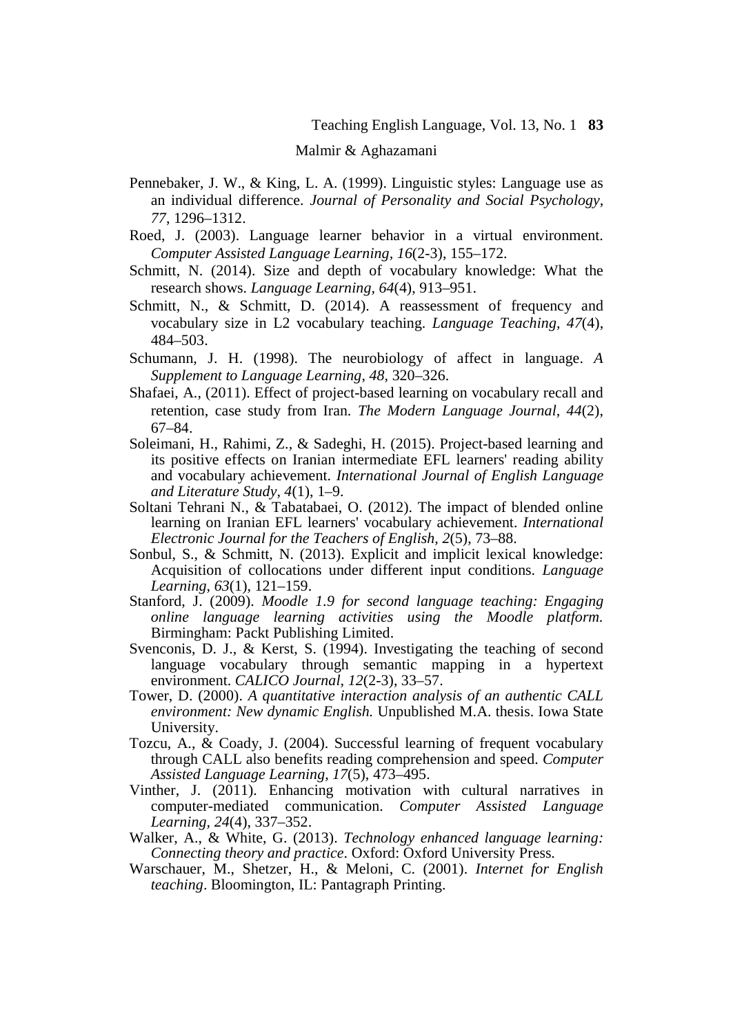Pennebaker, J. W., & King, L. A. (1999). Linguistic styles: Language use as an individual difference. *Journal of Personality and Social Psychology, 77*, 1296–1312.

Roed, J. (2003). Language learner behavior in a virtual environment. *Computer Assisted Language Learning, 16*(2-3), 155–172.

Schmitt, N. (2014). Size and depth of vocabulary knowledge: What the research shows. *Language Learning, 64*(4), 913–951.

Schmitt, N., & Schmitt, D. (2014). A reassessment of frequency and vocabulary size in L2 vocabulary teaching. *Language Teaching, 47*(4), 484–503.

Schumann, J. H. (1998). The neurobiology of affect in language. *A Supplement to Language Learning, 48,* 320–326.

Shafaei, A., (2011). Effect of project-based learning on vocabulary recall and retention, case study from Iran. *The Modern Language Journal, 44*(2), 67–84.

Soleimani, H., Rahimi, Z., & Sadeghi, H. (2015). Project-based learning and its positive effects on Iranian intermediate EFL learners' reading ability and vocabulary achievement. *International Journal of English Language and Literature Study, 4*(1), 1–9.

Soltani Tehrani N., & Tabatabaei, O. (2012). The impact of blended online learning on Iranian EFL learners' vocabulary achievement. *International Electronic Journal for the Teachers of English, 2*(5), 73–88.

Sonbul, S., & Schmitt, N. (2013). Explicit and implicit lexical knowledge: Acquisition of collocations under different input conditions. *Language Learning, 63*(1), 121–159.

Stanford, J. (2009). *Moodle 1.9 for second language teaching: Engaging online language learning activities using the Moodle platform.* Birmingham: Packt Publishing Limited.

Svenconis, D. J., & Kerst, S. (1994). Investigating the teaching of second language vocabulary through semantic mapping in a hypertext environment. *CALICO Journal, 12*(2-3), 33–57.

Tower, D. (2000). *A quantitative interaction analysis of an authentic CALL environment: New dynamic English.* Unpublished M.A. thesis. Iowa State University.

Tozcu, A., & Coady, J. (2004). Successful learning of frequent vocabulary through CALL also benefits reading comprehension and speed. *Computer Assisted Language Learning, 17*(5), 473–495.

Vinther, J. (2011). Enhancing motivation with cultural narratives in computer-mediated communication. *Computer Assisted Language Learning, 24*(4), 337–352.

Walker, A., & White, G. (2013). *Technology enhanced language learning: Connecting theory and practice*. Oxford: Oxford University Press.

Warschauer, M., Shetzer, H., & Meloni, C. (2001). *Internet for English teaching*. Bloomington, IL: Pantagraph Printing.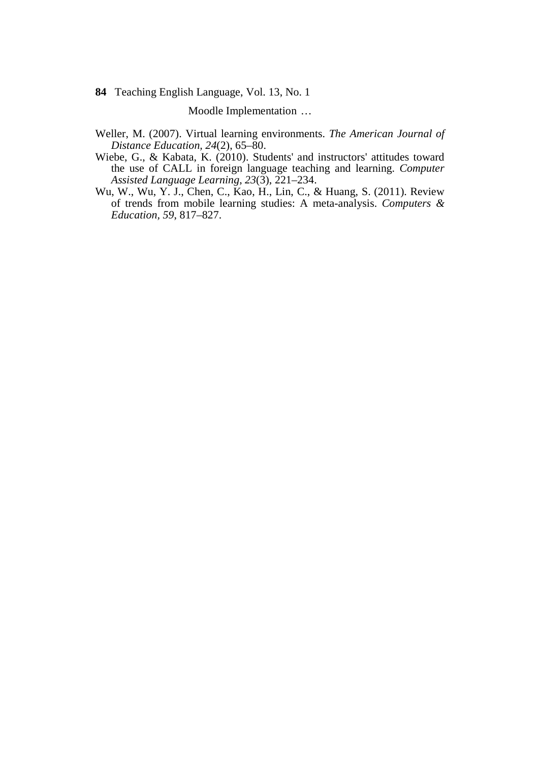Weller, M. (2007). Virtual learning environments. *The American Journal of Distance Education*, *24*(2), 65–80.

Wiebe, G., & Kabata, K. (2010). Students' and instructors' attitudes toward the use of CALL in foreign language teaching and learning. *Computer Assisted Language Learning*, *23*(3), 221–234.

Wu, W., Wu, Y. J., Chen, C., Kao, H., Lin, C., & Huang, S. (2011). Review of trends from mobile learning studies: A meta-analysis. *Computers & Education*, *59*, 817–827.